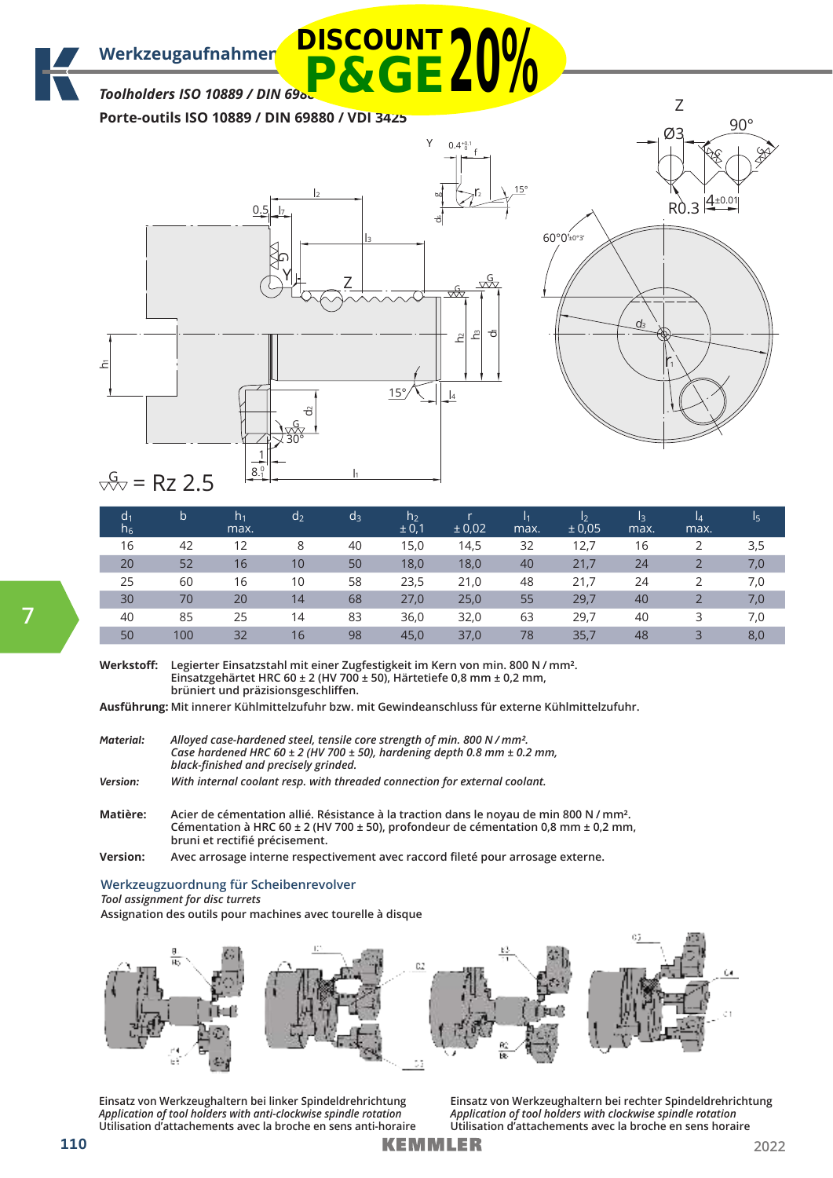# Werkzeugaufnahmen

DISCOUNT P&GE 20%

***Toolholders ISO 10889 / DIN 69880 / VDI 3425***

**Porte-outils ISO 10889 / DIN 69880 / VDI 3425**

= Rz 2.5

| $d_1$ $h_6$ | b | $h_1$ max. | $d_2$ | $d_3$ | $h_2$ ± 0,1 | r ± 0,02 | $l_1$ max. | $l_2$ ± 0,05 | $l_3$ max. | $l_4$ max. | $l_5$ |
|---|---|---|---|---|---|---|---|---|---|---|---|
| 16 | 42 | 12 | 8 | 40 | 15,0 | 14,5 | 32 | 12,7 | 16 | 2 | 3,5 |
| 20 | 52 | 16 | 10 | 50 | 18,0 | 18,0 | 40 | 21,7 | 24 | 2 | 7,0 |
| 25 | 60 | 16 | 10 | 58 | 23,5 | 21,0 | 48 | 21,7 | 24 | 2 | 7,0 |
| 30 | 70 | 20 | 14 | 68 | 27,0 | 25,0 | 55 | 29,7 | 40 | 2 | 7,0 |
| 40 | 85 | 25 | 14 | 83 | 36,0 | 32,0 | 63 | 29,7 | 40 | 3 | 7,0 |
| 50 | 100 | 32 | 16 | 98 | 45,0 | 37,0 | 78 | 35,7 | 48 | 3 | 8,0 |

**Werkstoff:** Legierter Einsatzstahl mit einer Zugfestigkeit im Kern von min. 800 N / mm². Einsatzgehärtet HRC 60 ± 2 (HV 700 ± 50), Härtetiefe 0,8 mm ± 0,2 mm, brüniert und präzisionsgeschliffen.

**Ausführung:** Mit innerer Kühlmittelzufuhr bzw. mit Gewindeanschluss für externe Kühlmittelzufuhr.

***Material:*** *Alloyed case-hardened steel, tensile core strength of min. 800 N / mm². Case hardened HRC 60 ± 2 (HV 700 ± 50), hardening depth 0.8 mm ± 0.2 mm, black-finished and precisely grinded.*

***Version:*** *With internal coolant resp. with threaded connection for external coolant.*

**Matière:** Acier de cémentation allié. Résistance à la traction dans le noyau de min 800 N / mm². Cémentation à HRC 60 ± 2 (HV 700 ± 50), profondeur de cémentation 0,8 mm ± 0,2 mm, bruni et rectifié précisément.

**Version:** Avec arrosage interne respectivement avec raccord fileté pour arrosage externe.

## Werkzeugzuordnung für Scheibenrevolver

*Tool assignment for disc turrets*

Assignation des outils pour machines avec tourelle à disque

Einsatz von Werkzeughaltern bei linker Spindeldrehrichtung
*Application of tool holders with anti-clockwise spindle rotation*
Utilisation d'attachements avec la broche en sens anti-horaire

Einsatz von Werkzeughaltern bei rechter Spindeldrehrichtung
*Application of tool holders with clockwise spindle rotation*
Utilisation d'attachements avec la broche en sens horaire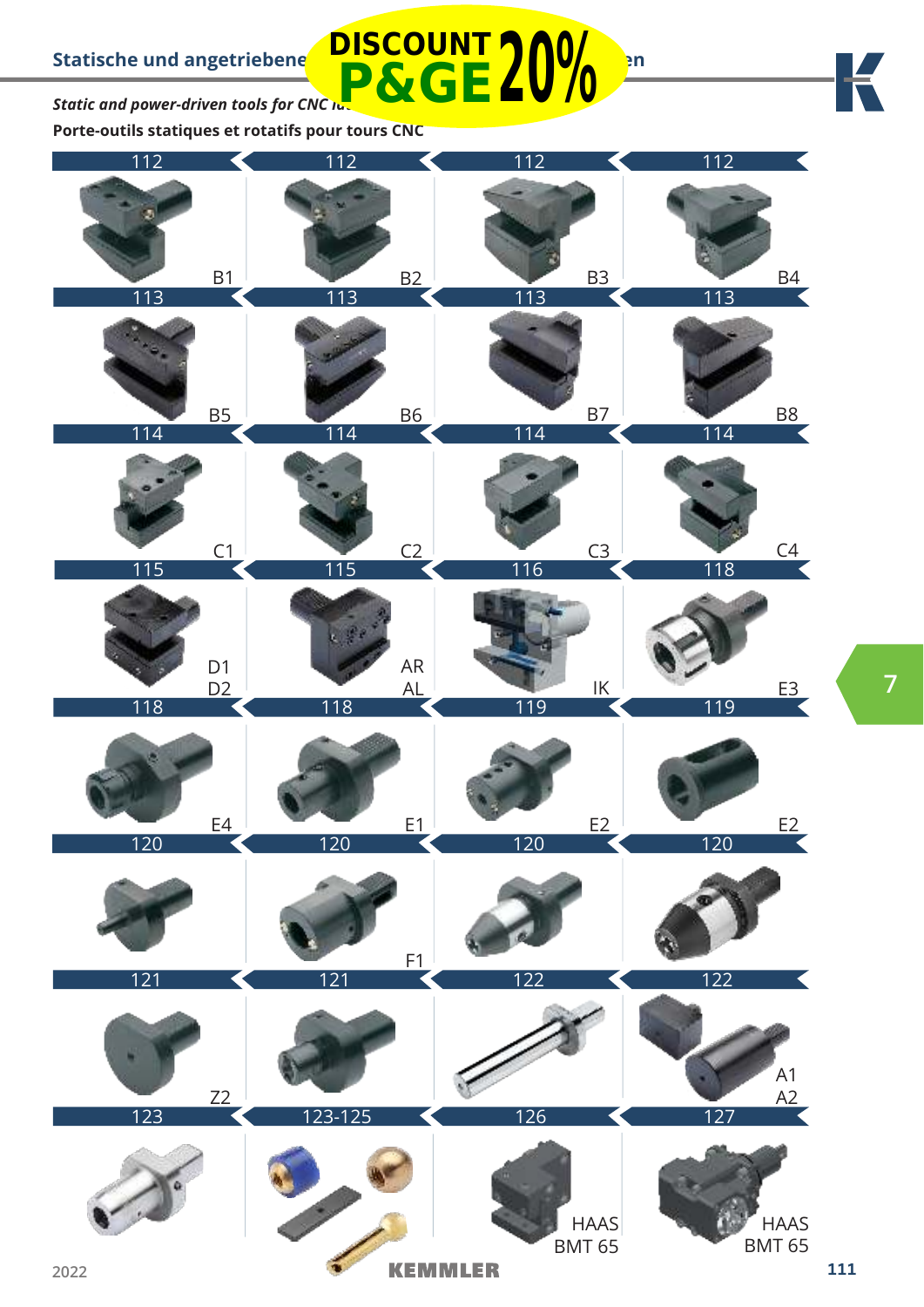## Statische und angetriebene ...en

*Static and power-driven tools for CNC la...*

**Porte-outils statiques et rotatifs pour tours CNC**

DISCOUNT P&GE 20%

| 112 | 112 | 112 | 112 |
|---|---|---|---|
| B1 | B2 | B3 | B4 |
| 113 | 113 | 113 | 113 |
| B5 | B6 | B7 | B8 |
| 114 | 114 | 114 | 114 |
| C1 | C2 | C3 | C4 |
| 115 | 115 | 116 | 118 |
| D1 D2 | AR AL | IK | E3 |
| 118 | 118 | 119 | 119 |
| E4 | E1 | E2 | E2 |
| 120 | 120 | 120 | 120 |
| | F1 | | |
| 121 | 121 | 122 | 122 |
| Z2 | | | A1 A2 |
| 123 | 123-125 | 126 | 127 |
| | | HAAS BMT 65 | HAAS BMT 65 |

7

2022

KEMMLER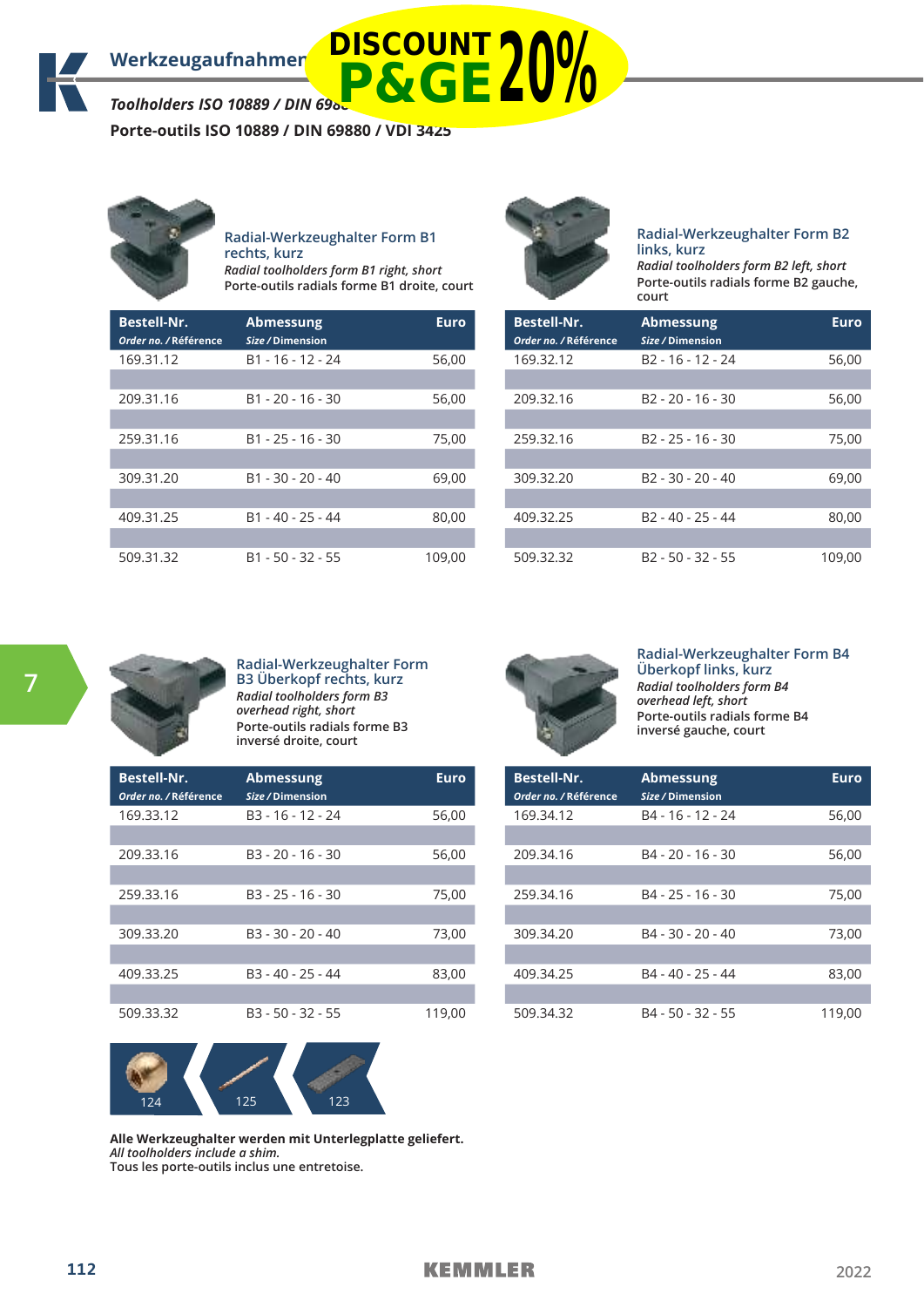# Werkzeugaufnahmen

DISCOUNT P&GE 20%

***Toolholders ISO 10889 / DIN 69880 / VDI 3425***

**Porte-outils ISO 10889 / DIN 69880 / VDI 3425**

## Radial-Werkzeughalter Form B1 rechts, kurz

*Radial toolholders form B1 right, short*

Porte-outils radials forme B1 droite, court

| Bestell-Nr. *Order no. / Référence* | Abmessung *Size / Dimension* | Euro |
|---|---|---|
| 169.31.12 | B1 - 16 - 12 - 24 | 56,00 |
| 209.31.16 | B1 - 20 - 16 - 30 | 56,00 |
| 259.31.16 | B1 - 25 - 16 - 30 | 75,00 |
| 309.31.20 | B1 - 30 - 20 - 40 | 69,00 |
| 409.31.25 | B1 - 40 - 25 - 44 | 80,00 |
| 509.31.32 | B1 - 50 - 32 - 55 | 109,00 |

## Radial-Werkzeughalter Form B2 links, kurz

*Radial toolholders form B2 left, short*

Porte-outils radials forme B2 gauche, court

| Bestell-Nr. *Order no. / Référence* | Abmessung *Size / Dimension* | Euro |
|---|---|---|
| 169.32.12 | B2 - 16 - 12 - 24 | 56,00 |
| 209.32.16 | B2 - 20 - 16 - 30 | 56,00 |
| 259.32.16 | B2 - 25 - 16 - 30 | 75,00 |
| 309.32.20 | B2 - 30 - 20 - 40 | 69,00 |
| 409.32.25 | B2 - 40 - 25 - 44 | 80,00 |
| 509.32.32 | B2 - 50 - 32 - 55 | 109,00 |

## Radial-Werkzeughalter Form B3 Überkopf rechts, kurz

*Radial toolholders form B3 overhead right, short*

Porte-outils radials forme B3 inversé droite, court

| Bestell-Nr. *Order no. / Référence* | Abmessung *Size / Dimension* | Euro |
|---|---|---|
| 169.33.12 | B3 - 16 - 12 - 24 | 56,00 |
| 209.33.16 | B3 - 20 - 16 - 30 | 56,00 |
| 259.33.16 | B3 - 25 - 16 - 30 | 75,00 |
| 309.33.20 | B3 - 30 - 20 - 40 | 73,00 |
| 409.33.25 | B3 - 40 - 25 - 44 | 83,00 |
| 509.33.32 | B3 - 50 - 32 - 55 | 119,00 |

## Radial-Werkzeughalter Form B4 Überkopf links, kurz

*Radial toolholders form B4 overhead left, short*

Porte-outils radials forme B4 inversé gauche, court

| Bestell-Nr. *Order no. / Référence* | Abmessung *Size / Dimension* | Euro |
|---|---|---|
| 169.34.12 | B4 - 16 - 12 - 24 | 56,00 |
| 209.34.16 | B4 - 20 - 16 - 30 | 56,00 |
| 259.34.16 | B4 - 25 - 16 - 30 | 75,00 |
| 309.34.20 | B4 - 30 - 20 - 40 | 73,00 |
| 409.34.25 | B4 - 40 - 25 - 44 | 83,00 |
| 509.34.32 | B4 - 50 - 32 - 55 | 119,00 |

124 125 123

**Alle Werkzeughalter werden mit Unterlegplatte geliefert.**

*All toolholders include a shim.*

Tous les porte-outils inclus une entretoise.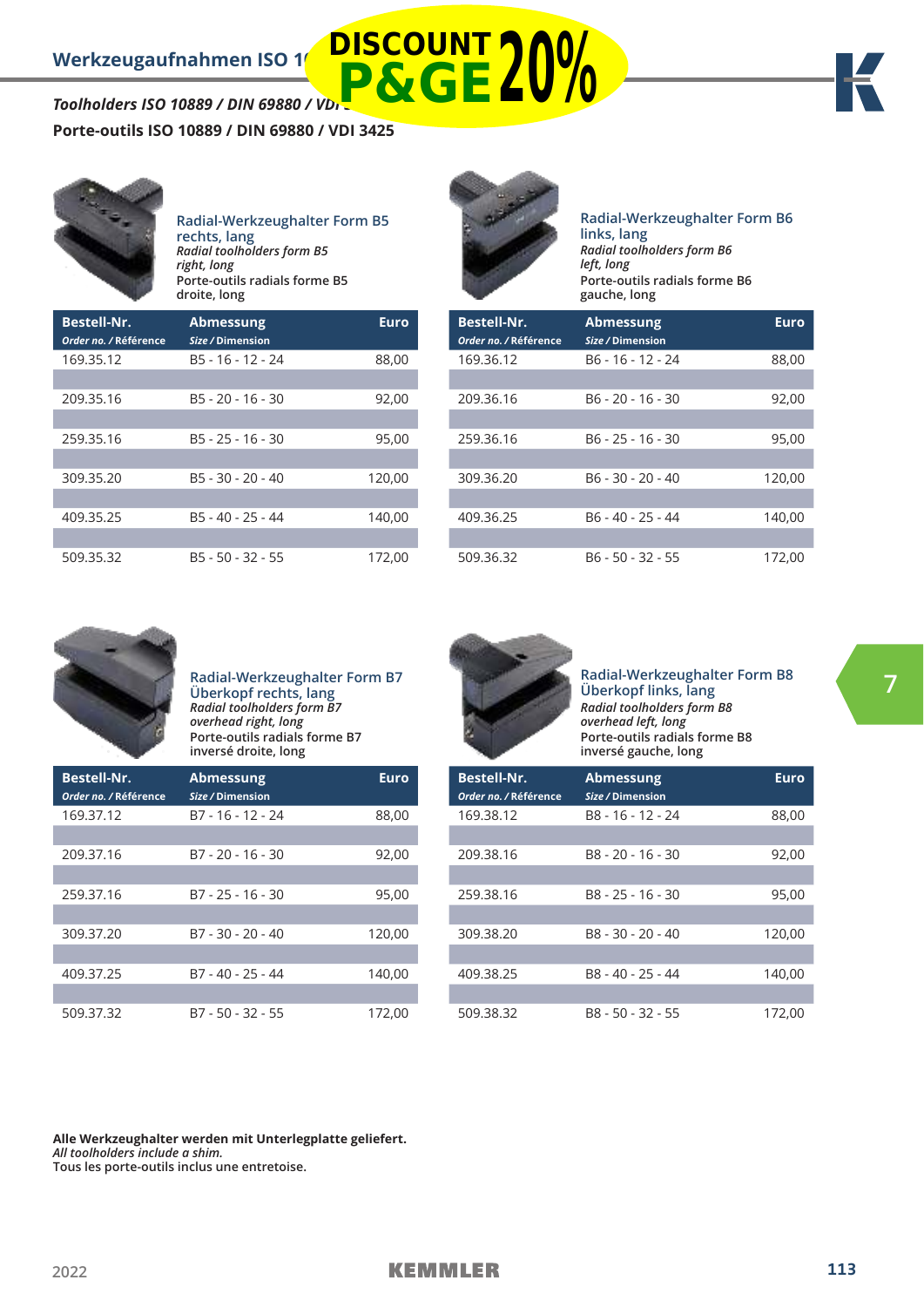# Werkzeugaufnahmen ISO 10889 / DIN 69880 / VDI 3425

DISCOUNT P&GE 20%

***Toolholders ISO 10889 / DIN 69880 / VDI 3425***

**Porte-outils ISO 10889 / DIN 69880 / VDI 3425**

## Radial-Werkzeughalter Form B5 rechts, lang

***Radial toolholders form B5 right, long***

Porte-outils radials forme B5 droite, long

| Bestell-Nr. *Order no. / Référence* | Abmessung *Size / Dimension* | Euro |
|---|---|---|
| 169.35.12 | B5 - 16 - 12 - 24 | 88,00 |
| 209.35.16 | B5 - 20 - 16 - 30 | 92,00 |
| 259.35.16 | B5 - 25 - 16 - 30 | 95,00 |
| 309.35.20 | B5 - 30 - 20 - 40 | 120,00 |
| 409.35.25 | B5 - 40 - 25 - 44 | 140,00 |
| 509.35.32 | B5 - 50 - 32 - 55 | 172,00 |

## Radial-Werkzeughalter Form B6 links, lang

***Radial toolholders form B6 left, long***

Porte-outils radials forme B6 gauche, long

| Bestell-Nr. *Order no. / Référence* | Abmessung *Size / Dimension* | Euro |
|---|---|---|
| 169.36.12 | B6 - 16 - 12 - 24 | 88,00 |
| 209.36.16 | B6 - 20 - 16 - 30 | 92,00 |
| 259.36.16 | B6 - 25 - 16 - 30 | 95,00 |
| 309.36.20 | B6 - 30 - 20 - 40 | 120,00 |
| 409.36.25 | B6 - 40 - 25 - 44 | 140,00 |
| 509.36.32 | B6 - 50 - 32 - 55 | 172,00 |

## Radial-Werkzeughalter Form B7 Überkopf rechts, lang

***Radial toolholders form B7 overhead right, long***

Porte-outils radials forme B7 inversé droite, long

| Bestell-Nr. *Order no. / Référence* | Abmessung *Size / Dimension* | Euro |
|---|---|---|
| 169.37.12 | B7 - 16 - 12 - 24 | 88,00 |
| 209.37.16 | B7 - 20 - 16 - 30 | 92,00 |
| 259.37.16 | B7 - 25 - 16 - 30 | 95,00 |
| 309.37.20 | B7 - 30 - 20 - 40 | 120,00 |
| 409.37.25 | B7 - 40 - 25 - 44 | 140,00 |
| 509.37.32 | B7 - 50 - 32 - 55 | 172,00 |

## Radial-Werkzeughalter Form B8 Überkopf links, lang

***Radial toolholders form B8 overhead left, long***

Porte-outils radials forme B8 inversé gauche, long

| Bestell-Nr. *Order no. / Référence* | Abmessung *Size / Dimension* | Euro |
|---|---|---|
| 169.38.12 | B8 - 16 - 12 - 24 | 88,00 |
| 209.38.16 | B8 - 20 - 16 - 30 | 92,00 |
| 259.38.16 | B8 - 25 - 16 - 30 | 95,00 |
| 309.38.20 | B8 - 30 - 20 - 40 | 120,00 |
| 409.38.25 | B8 - 40 - 25 - 44 | 140,00 |
| 509.38.32 | B8 - 50 - 32 - 55 | 172,00 |

**Alle Werkzeughalter werden mit Unterlegplatte geliefert.**
***All toolholders include a shim.***
**Tous les porte-outils inclus une entretoise.**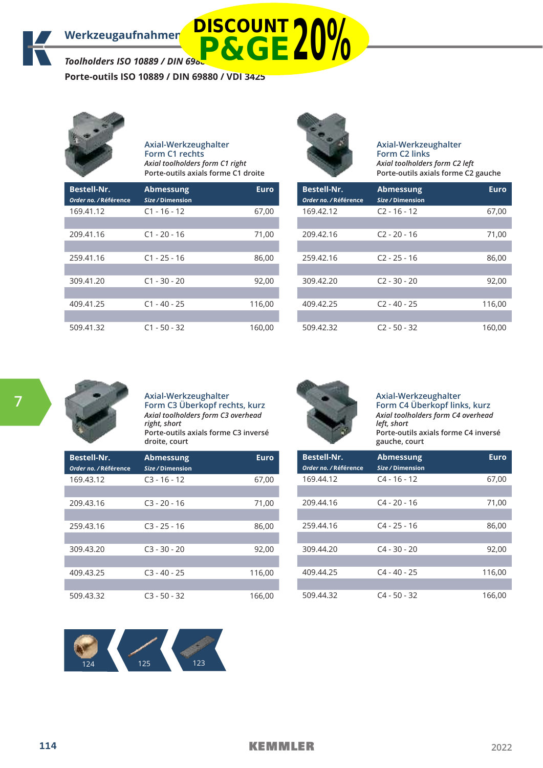# Werkzeugaufnahmen

DISCOUNT P&GE 20%

***Toolholders ISO 10889 / DIN 6988***

**Porte-outils ISO 10889 / DIN 69880 / VDI 3425**

## Axial-Werkzeughalter Form C1 rechts

*Axial toolholders form C1 right*

Porte-outils axials forme C1 droite

| Bestell-Nr. *Order no. / Référence* | Abmessung *Size / Dimension* | Euro |
|---|---|---|
| 169.41.12 | C1 - 16 - 12 | 67,00 |
| 209.41.16 | C1 - 20 - 16 | 71,00 |
| 259.41.16 | C1 - 25 - 16 | 86,00 |
| 309.41.20 | C1 - 30 - 20 | 92,00 |
| 409.41.25 | C1 - 40 - 25 | 116,00 |
| 509.41.32 | C1 - 50 - 32 | 160,00 |

## Axial-Werkzeughalter Form C2 links

*Axial toolholders form C2 left*

Porte-outils axials forme C2 gauche

| Bestell-Nr. *Order no. / Référence* | Abmessung *Size / Dimension* | Euro |
|---|---|---|
| 169.42.12 | C2 - 16 - 12 | 67,00 |
| 209.42.16 | C2 - 20 - 16 | 71,00 |
| 259.42.16 | C2 - 25 - 16 | 86,00 |
| 309.42.20 | C2 - 30 - 20 | 92,00 |
| 409.42.25 | C2 - 40 - 25 | 116,00 |
| 509.42.32 | C2 - 50 - 32 | 160,00 |

## Axial-Werkzeughalter Form C3 Überkopf rechts, kurz

*Axial toolholders form C3 overhead right, short*

Porte-outils axials forme C3 inversé droite, court

| Bestell-Nr. *Order no. / Référence* | Abmessung *Size / Dimension* | Euro |
|---|---|---|
| 169.43.12 | C3 - 16 - 12 | 67,00 |
| 209.43.16 | C3 - 20 - 16 | 71,00 |
| 259.43.16 | C3 - 25 - 16 | 86,00 |
| 309.43.20 | C3 - 30 - 20 | 92,00 |
| 409.43.25 | C3 - 40 - 25 | 116,00 |
| 509.43.32 | C3 - 50 - 32 | 166,00 |

## Axial-Werkzeughalter Form C4 Überkopf links, kurz

*Axial toolholders form C4 overhead left, short*

Porte-outils axials forme C4 inversé gauche, court

| Bestell-Nr. *Order no. / Référence* | Abmessung *Size / Dimension* | Euro |
|---|---|---|
| 169.44.12 | C4 - 16 - 12 | 67,00 |
| 209.44.16 | C4 - 20 - 16 | 71,00 |
| 259.44.16 | C4 - 25 - 16 | 86,00 |
| 309.44.20 | C4 - 30 - 20 | 92,00 |
| 409.44.25 | C4 - 40 - 25 | 116,00 |
| 509.44.32 | C4 - 50 - 32 | 166,00 |

124 | 125 | 123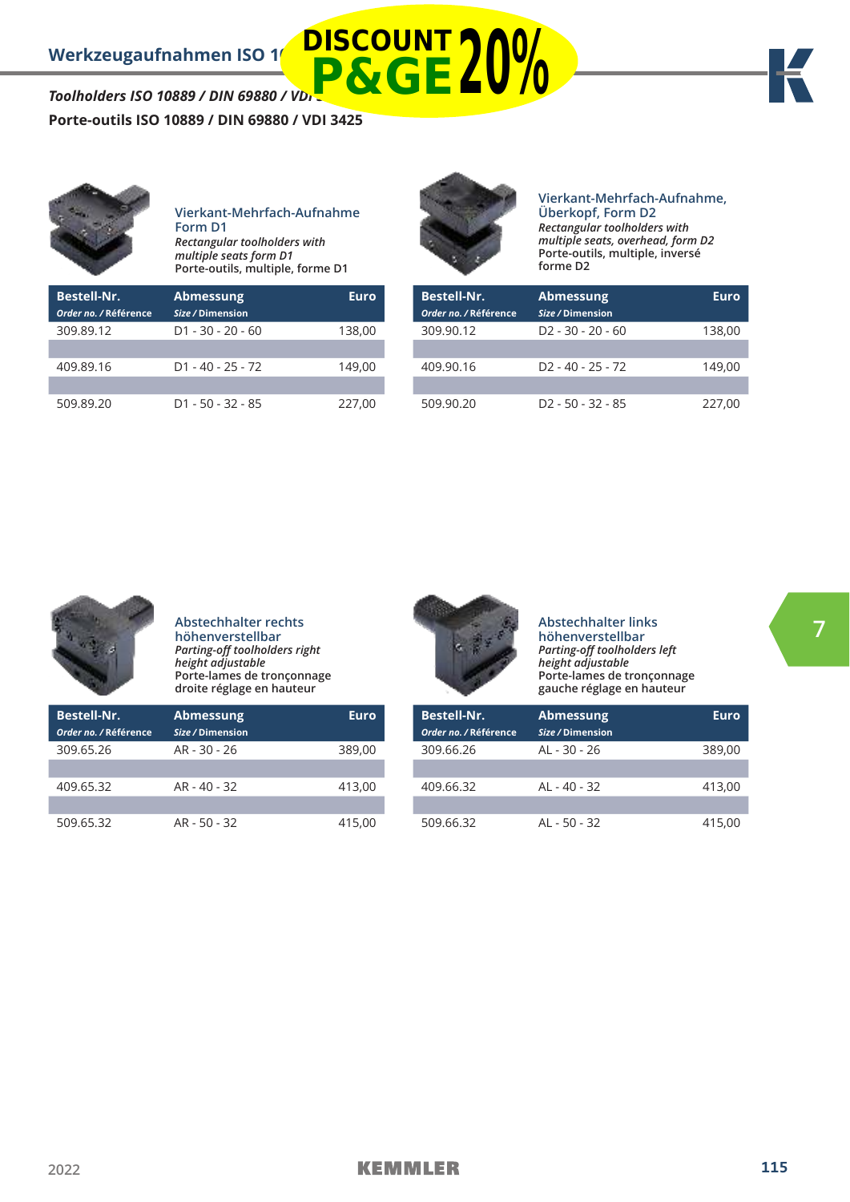# Werkzeugaufnahmen ISO 10889 / DIN 69880 / VDI 3425

DISCOUNT P&GE 20%

*Toolholders ISO 10889 / DIN 69880 / VDI 3425*

**Porte-outils ISO 10889 / DIN 69880 / VDI 3425**

## Vierkant-Mehrfach-Aufnahme Form D1

*Rectangular toolholders with multiple seats form D1*

Porte-outils, multiple, forme D1

| Bestell-Nr. *Order no. / Référence* | Abmessung *Size / Dimension* | Euro |
|---|---|---|
| 309.89.12 | D1 - 30 - 20 - 60 | 138,00 |
| 409.89.16 | D1 - 40 - 25 - 72 | 149,00 |
| 509.89.20 | D1 - 50 - 32 - 85 | 227,00 |

## Vierkant-Mehrfach-Aufnahme, Überkopf, Form D2

*Rectangular toolholders with multiple seats, overhead, form D2*

Porte-outils, multiple, inversé forme D2

| Bestell-Nr. *Order no. / Référence* | Abmessung *Size / Dimension* | Euro |
|---|---|---|
| 309.90.12 | D2 - 30 - 20 - 60 | 138,00 |
| 409.90.16 | D2 - 40 - 25 - 72 | 149,00 |
| 509.90.20 | D2 - 50 - 32 - 85 | 227,00 |

## Abstechhalter rechts höhenverstellbar

*Parting-off toolholders right height adjustable*

Porte-lames de tronçonnage droite réglage en hauteur

| Bestell-Nr. *Order no. / Référence* | Abmessung *Size / Dimension* | Euro |
|---|---|---|
| 309.65.26 | AR - 30 - 26 | 389,00 |
| 409.65.32 | AR - 40 - 32 | 413,00 |
| 509.65.32 | AR - 50 - 32 | 415,00 |

## Abstechhalter links höhenverstellbar

*Parting-off toolholders left height adjustable*

Porte-lames de tronçonnage gauche réglage en hauteur

| Bestell-Nr. *Order no. / Référence* | Abmessung *Size / Dimension* | Euro |
|---|---|---|
| 309.66.26 | AL - 30 - 26 | 389,00 |
| 409.66.32 | AL - 40 - 32 | 413,00 |
| 509.66.32 | AL - 50 - 32 | 415,00 |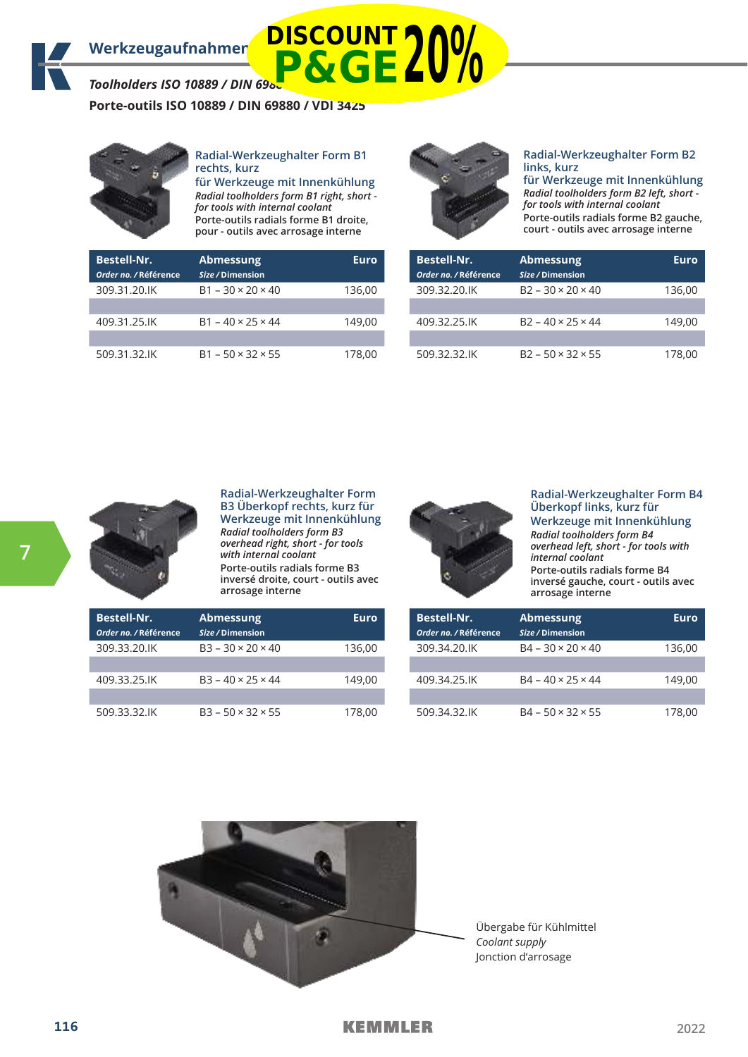# Werkzeugaufnahmen

DISCOUNT P&GE 20%

*Toolholders ISO 10889 / DIN 698…*

**Porte-outils ISO 10889 / DIN 69880 / VDI 3425**

### Radial-Werkzeughalter Form B1 rechts, kurz für Werkzeuge mit Innenkühlung

*Radial toolholders form B1 right, short - for tools with internal coolant*

Porte-outils radials forme B1 droite, pour - outils avec arrosage interne

| Bestell-Nr. *Order no. / Référence* | Abmessung *Size / Dimension* | Euro |
|---|---|---|
| 309.31.20.IK | B1 – 30 × 20 × 40 | 136,00 |
| 409.31.25.IK | B1 – 40 × 25 × 44 | 149,00 |
| 509.31.32.IK | B1 – 50 × 32 × 55 | 178,00 |

### Radial-Werkzeughalter Form B2 links, kurz für Werkzeuge mit Innenkühlung

*Radial toolholders form B2 left, short - for tools with internal coolant*

Porte-outils radials forme B2 gauche, court - outils avec arrosage interne

| Bestell-Nr. *Order no. / Référence* | Abmessung *Size / Dimension* | Euro |
|---|---|---|
| 309.32.20.IK | B2 – 30 × 20 × 40 | 136,00 |
| 409.32.25.IK | B2 – 40 × 25 × 44 | 149,00 |
| 509.32.32.IK | B2 – 50 × 32 × 55 | 178,00 |

### Radial-Werkzeughalter Form B3 Überkopf rechts, kurz für Werkzeuge mit Innenkühlung

*Radial toolholders form B3 overhead right, short - for tools with internal coolant*

Porte-outils radials forme B3 inversé droite, court - outils avec arrosage interne

| Bestell-Nr. *Order no. / Référence* | Abmessung *Size / Dimension* | Euro |
|---|---|---|
| 309.33.20.IK | B3 – 30 × 20 × 40 | 136,00 |
| 409.33.25.IK | B3 – 40 × 25 × 44 | 149,00 |
| 509.33.32.IK | B3 – 50 × 32 × 55 | 178,00 |

### Radial-Werkzeughalter Form B4 Überkopf links, kurz für Werkzeuge mit Innenkühlung

*Radial toolholders form B4 overhead left, short - for tools with internal coolant*

Porte-outils radials forme B4 inversé gauche, court - outils avec arrosage interne

| Bestell-Nr. *Order no. / Référence* | Abmessung *Size / Dimension* | Euro |
|---|---|---|
| 309.34.20.IK | B4 – 30 × 20 × 40 | 136,00 |
| 409.34.25.IK | B4 – 40 × 25 × 44 | 149,00 |
| 509.34.32.IK | B4 – 50 × 32 × 55 | 178,00 |

Übergabe für Kühlmittel
*Coolant supply*
Jonction d'arrosage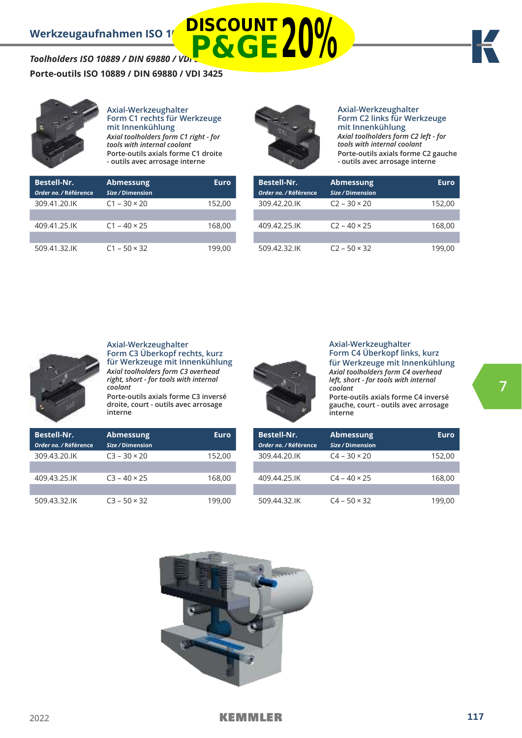# Werkzeugaufnahmen ISO 10889 / DIN 69880 / VDI 3425

DISCOUNT P&GE 20%

*Toolholders ISO 10889 / DIN 69880 / VDI 3425*

**Porte-outils ISO 10889 / DIN 69880 / VDI 3425**

## Axial-Werkzeughalter Form C1 rechts für Werkzeuge mit Innenkühlung

*Axial toolholders form C1 right - for tools with internal coolant*

Porte-outils axials forme C1 droite - outils avec arrosage interne

| Bestell-Nr. *Order no. / Référence* | Abmessung *Size / Dimension* | Euro |
|---|---|---|
| 309.41.20.IK | C1 – 30 × 20 | 152,00 |
| 409.41.25.IK | C1 – 40 × 25 | 168,00 |
| 509.41.32.IK | C1 – 50 × 32 | 199,00 |

## Axial-Werkzeughalter Form C2 links für Werkzeuge mit Innenkühlung

*Axial toolholders form C2 left - for tools with internal coolant*

Porte-outils axials forme C2 gauche - outils avec arrosage interne

| Bestell-Nr. *Order no. / Référence* | Abmessung *Size / Dimension* | Euro |
|---|---|---|
| 309.42.20.IK | C2 – 30 × 20 | 152,00 |
| 409.42.25.IK | C2 – 40 × 25 | 168,00 |
| 509.42.32.IK | C2 – 50 × 32 | 199,00 |

## Axial-Werkzeughalter Form C3 Überkopf rechts, kurz für Werkzeuge mit Innenkühlung

*Axial toolholders form C3 overhead right, short - for tools with internal coolant*

Porte-outils axials forme C3 inversé droite, court - outils avec arrosage interne

| Bestell-Nr. *Order no. / Référence* | Abmessung *Size / Dimension* | Euro |
|---|---|---|
| 309.43.20.IK | C3 – 30 × 20 | 152,00 |
| 409.43.25.IK | C3 – 40 × 25 | 168,00 |
| 509.43.32.IK | C3 – 50 × 32 | 199,00 |

## Axial-Werkzeughalter Form C4 Überkopf links, kurz für Werkzeuge mit Innenkühlung

*Axial toolholders form C4 overhead left, short - for tools with internal coolant*

Porte-outils axials forme C4 inversé gauche, court - outils avec arrosage interne

| Bestell-Nr. *Order no. / Référence* | Abmessung *Size / Dimension* | Euro |
|---|---|---|
| 309.44.20.IK | C4 – 30 × 20 | 152,00 |
| 409.44.25.IK | C4 – 40 × 25 | 168,00 |
| 509.44.32.IK | C4 – 50 × 32 | 199,00 |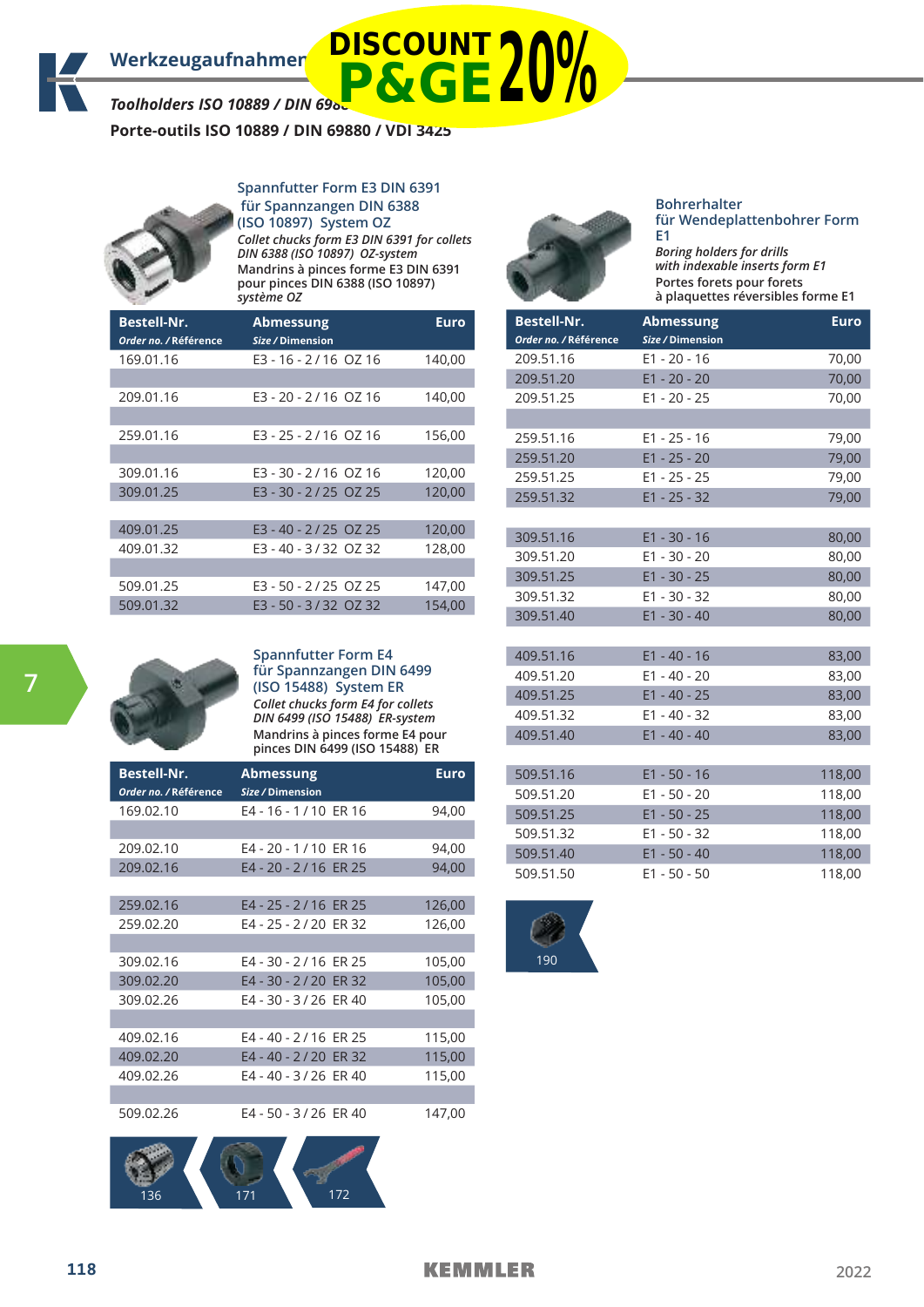# Werkzeugaufnahmen

DISCOUNT P&GE 20%

***Toolholders ISO 10889 / DIN 69880 / VDI 3425***

**Porte-outils ISO 10889 / DIN 69880 / VDI 3425**

## Spannfutter Form E3 DIN 6391 für Spannzangen DIN 6388 (ISO 10897) System OZ

*Collet chucks form E3 DIN 6391 for collets DIN 6388 (ISO 10897) OZ-system*

Mandrins à pinces forme E3 DIN 6391 pour pinces DIN 6388 (ISO 10897) *système OZ*

| Bestell-Nr. *Order no. / Référence* | Abmessung *Size / Dimension* | Euro |
|---|---|---|
| 169.01.16 | E3 - 16 - 2 / 16 OZ 16 | 140,00 |
| 209.01.16 | E3 - 20 - 2 / 16 OZ 16 | 140,00 |
| 259.01.16 | E3 - 25 - 2 / 16 OZ 16 | 156,00 |
| 309.01.16 | E3 - 30 - 2 / 16 OZ 16 | 120,00 |
| 309.01.25 | E3 - 30 - 2 / 25 OZ 25 | 120,00 |
| 409.01.25 | E3 - 40 - 2 / 25 OZ 25 | 120,00 |
| 409.01.32 | E3 - 40 - 3 / 32 OZ 32 | 128,00 |
| 509.01.25 | E3 - 50 - 2 / 25 OZ 25 | 147,00 |
| 509.01.32 | E3 - 50 - 3 / 32 OZ 32 | 154,00 |

## Spannfutter Form E4 für Spannzangen DIN 6499 (ISO 15488) System ER

*Collet chucks form E4 for collets DIN 6499 (ISO 15488) ER-system*

Mandrins à pinces forme E4 pour pinces DIN 6499 (ISO 15488) ER

| Bestell-Nr. *Order no. / Référence* | Abmessung *Size / Dimension* | Euro |
|---|---|---|
| 169.02.10 | E4 - 16 - 1 / 10 ER 16 | 94,00 |
| 209.02.10 | E4 - 20 - 1 / 10 ER 16 | 94,00 |
| 209.02.16 | E4 - 20 - 2 / 16 ER 25 | 94,00 |
| 259.02.16 | E4 - 25 - 2 / 16 ER 25 | 126,00 |
| 259.02.20 | E4 - 25 - 2 / 20 ER 32 | 126,00 |
| 309.02.16 | E4 - 30 - 2 / 16 ER 25 | 105,00 |
| 309.02.20 | E4 - 30 - 2 / 20 ER 32 | 105,00 |
| 309.02.26 | E4 - 30 - 3 / 26 ER 40 | 105,00 |
| 409.02.16 | E4 - 40 - 2 / 16 ER 25 | 115,00 |
| 409.02.20 | E4 - 40 - 2 / 20 ER 32 | 115,00 |
| 409.02.26 | E4 - 40 - 3 / 26 ER 40 | 115,00 |
| 509.02.26 | E4 - 50 - 3 / 26 ER 40 | 147,00 |

136 171 172

## Bohrerhalter für Wendeplattenbohrer Form E1

*Boring holders for drills with indexable inserts form E1*

Portes forets pour forets à plaquettes réversibles forme E1

| Bestell-Nr. *Order no. / Référence* | Abmessung *Size / Dimension* | Euro |
|---|---|---|
| 209.51.16 | E1 - 20 - 16 | 70,00 |
| 209.51.20 | E1 - 20 - 20 | 70,00 |
| 209.51.25 | E1 - 20 - 25 | 70,00 |
| 259.51.16 | E1 - 25 - 16 | 79,00 |
| 259.51.20 | E1 - 25 - 20 | 79,00 |
| 259.51.25 | E1 - 25 - 25 | 79,00 |
| 259.51.32 | E1 - 25 - 32 | 79,00 |
| 309.51.16 | E1 - 30 - 16 | 80,00 |
| 309.51.20 | E1 - 30 - 20 | 80,00 |
| 309.51.25 | E1 - 30 - 25 | 80,00 |
| 309.51.32 | E1 - 30 - 32 | 80,00 |
| 309.51.40 | E1 - 30 - 40 | 80,00 |
| 409.51.16 | E1 - 40 - 16 | 83,00 |
| 409.51.20 | E1 - 40 - 20 | 83,00 |
| 409.51.25 | E1 - 40 - 25 | 83,00 |
| 409.51.32 | E1 - 40 - 32 | 83,00 |
| 409.51.40 | E1 - 40 - 40 | 83,00 |
| 509.51.16 | E1 - 50 - 16 | 118,00 |
| 509.51.20 | E1 - 50 - 20 | 118,00 |
| 509.51.25 | E1 - 50 - 25 | 118,00 |
| 509.51.32 | E1 - 50 - 32 | 118,00 |
| 509.51.40 | E1 - 50 - 40 | 118,00 |
| 509.51.50 | E1 - 50 - 50 | 118,00 |

190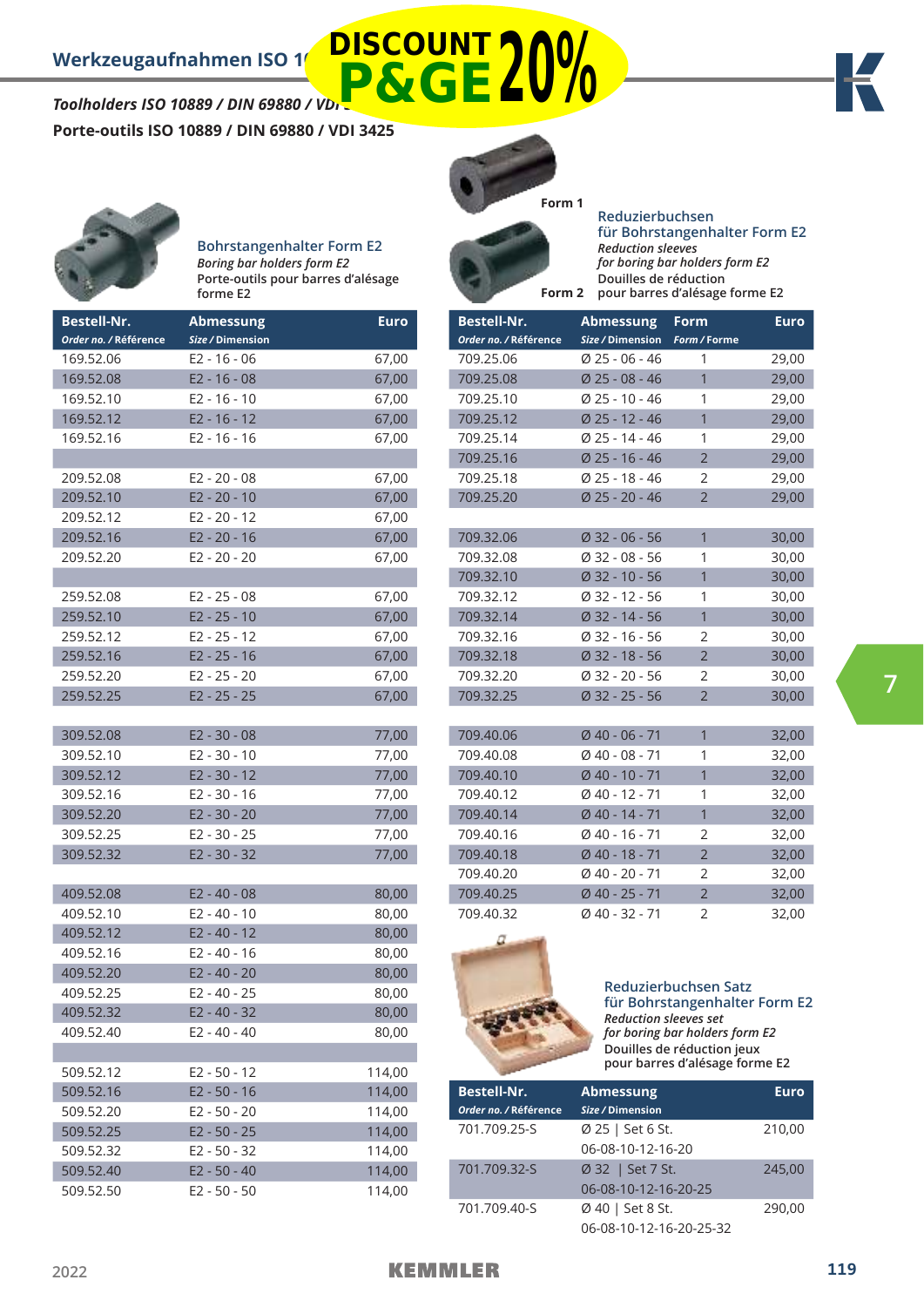# Werkzeugaufnahmen ISO 10889 / DIN 69880 / VDI 3425

DISCOUNT P&GE 20%

*Toolholders ISO 10889 / DIN 69880 / VDI 3425*

**Porte-outils ISO 10889 / DIN 69880 / VDI 3425**

## Bohrstangenhalter Form E2

*Boring bar holders form E2*

Porte-outils pour barres d'alésage forme E2

| Bestell-Nr. *Order no. / Référence* | Abmessung *Size / Dimension* | Euro |
|---|---|---|
| 169.52.06 | E2 - 16 - 06 | 67,00 |
| 169.52.08 | E2 - 16 - 08 | 67,00 |
| 169.52.10 | E2 - 16 - 10 | 67,00 |
| 169.52.12 | E2 - 16 - 12 | 67,00 |
| 169.52.16 | E2 - 16 - 16 | 67,00 |
| | | |
| 209.52.08 | E2 - 20 - 08 | 67,00 |
| 209.52.10 | E2 - 20 - 10 | 67,00 |
| 209.52.12 | E2 - 20 - 12 | 67,00 |
| 209.52.16 | E2 - 20 - 16 | 67,00 |
| 209.52.20 | E2 - 20 - 20 | 67,00 |
| | | |
| 259.52.08 | E2 - 25 - 08 | 67,00 |
| 259.52.10 | E2 - 25 - 10 | 67,00 |
| 259.52.12 | E2 - 25 - 12 | 67,00 |
| 259.52.16 | E2 - 25 - 16 | 67,00 |
| 259.52.20 | E2 - 25 - 20 | 67,00 |
| 259.52.25 | E2 - 25 - 25 | 67,00 |
| | | |
| 309.52.08 | E2 - 30 - 08 | 77,00 |
| 309.52.10 | E2 - 30 - 10 | 77,00 |
| 309.52.12 | E2 - 30 - 12 | 77,00 |
| 309.52.16 | E2 - 30 - 16 | 77,00 |
| 309.52.20 | E2 - 30 - 20 | 77,00 |
| 309.52.25 | E2 - 30 - 25 | 77,00 |
| 309.52.32 | E2 - 30 - 32 | 77,00 |
| | | |
| 409.52.08 | E2 - 40 - 08 | 80,00 |
| 409.52.10 | E2 - 40 - 10 | 80,00 |
| 409.52.12 | E2 - 40 - 12 | 80,00 |
| 409.52.16 | E2 - 40 - 16 | 80,00 |
| 409.52.20 | E2 - 40 - 20 | 80,00 |
| 409.52.25 | E2 - 40 - 25 | 80,00 |
| 409.52.32 | E2 - 40 - 32 | 80,00 |
| 409.52.40 | E2 - 40 - 40 | 80,00 |
| | | |
| 509.52.12 | E2 - 50 - 12 | 114,00 |
| 509.52.16 | E2 - 50 - 16 | 114,00 |
| 509.52.20 | E2 - 50 - 20 | 114,00 |
| 509.52.25 | E2 - 50 - 25 | 114,00 |
| 509.52.32 | E2 - 50 - 32 | 114,00 |
| 509.52.40 | E2 - 50 - 40 | 114,00 |
| 509.52.50 | E2 - 50 - 50 | 114,00 |

Form 1

Form 2

## Reduzierbuchsen für Bohrstangenhalter Form E2

*Reduction sleeves for boring bar holders form E2*

Douilles de réduction pour barres d'alésage forme E2

| Bestell-Nr. *Order no. / Référence* | Abmessung *Size / Dimension* | Form *Form / Forme* | Euro |
|---|---|---|---|
| 709.25.06 | Ø 25 - 06 - 46 | 1 | 29,00 |
| 709.25.08 | Ø 25 - 08 - 46 | 1 | 29,00 |
| 709.25.10 | Ø 25 - 10 - 46 | 1 | 29,00 |
| 709.25.12 | Ø 25 - 12 - 46 | 1 | 29,00 |
| 709.25.14 | Ø 25 - 14 - 46 | 1 | 29,00 |
| 709.25.16 | Ø 25 - 16 - 46 | 2 | 29,00 |
| 709.25.18 | Ø 25 - 18 - 46 | 2 | 29,00 |
| 709.25.20 | Ø 25 - 20 - 46 | 2 | 29,00 |
| | | | |
| 709.32.06 | Ø 32 - 06 - 56 | 1 | 30,00 |
| 709.32.08 | Ø 32 - 08 - 56 | 1 | 30,00 |
| 709.32.10 | Ø 32 - 10 - 56 | 1 | 30,00 |
| 709.32.12 | Ø 32 - 12 - 56 | 1 | 30,00 |
| 709.32.14 | Ø 32 - 14 - 56 | 1 | 30,00 |
| 709.32.16 | Ø 32 - 16 - 56 | 2 | 30,00 |
| 709.32.18 | Ø 32 - 18 - 56 | 2 | 30,00 |
| 709.32.20 | Ø 32 - 20 - 56 | 2 | 30,00 |
| 709.32.25 | Ø 32 - 25 - 56 | 2 | 30,00 |
| | | | |
| 709.40.06 | Ø 40 - 06 - 71 | 1 | 32,00 |
| 709.40.08 | Ø 40 - 08 - 71 | 1 | 32,00 |
| 709.40.10 | Ø 40 - 10 - 71 | 1 | 32,00 |
| 709.40.12 | Ø 40 - 12 - 71 | 1 | 32,00 |
| 709.40.14 | Ø 40 - 14 - 71 | 1 | 32,00 |
| 709.40.16 | Ø 40 - 16 - 71 | 2 | 32,00 |
| 709.40.18 | Ø 40 - 18 - 71 | 2 | 32,00 |
| 709.40.20 | Ø 40 - 20 - 71 | 2 | 32,00 |
| 709.40.25 | Ø 40 - 25 - 71 | 2 | 32,00 |
| 709.40.32 | Ø 40 - 32 - 71 | 2 | 32,00 |

## Reduzierbuchsen Satz für Bohrstangenhalter Form E2

*Reduction sleeves set for boring bar holders form E2*

Douilles de réduction jeux pour barres d'alésage forme E2

| Bestell-Nr. *Order no. / Référence* | Abmessung *Size / Dimension* | Euro |
|---|---|---|
| 701.709.25-S | Ø 25 \| Set 6 St. 06-08-10-12-16-20 | 210,00 |
| 701.709.32-S | Ø 32 \| Set 7 St. 06-08-10-12-16-20-25 | 245,00 |
| 701.709.40-S | Ø 40 \| Set 8 St. 06-08-10-12-16-20-25-32 | 290,00 |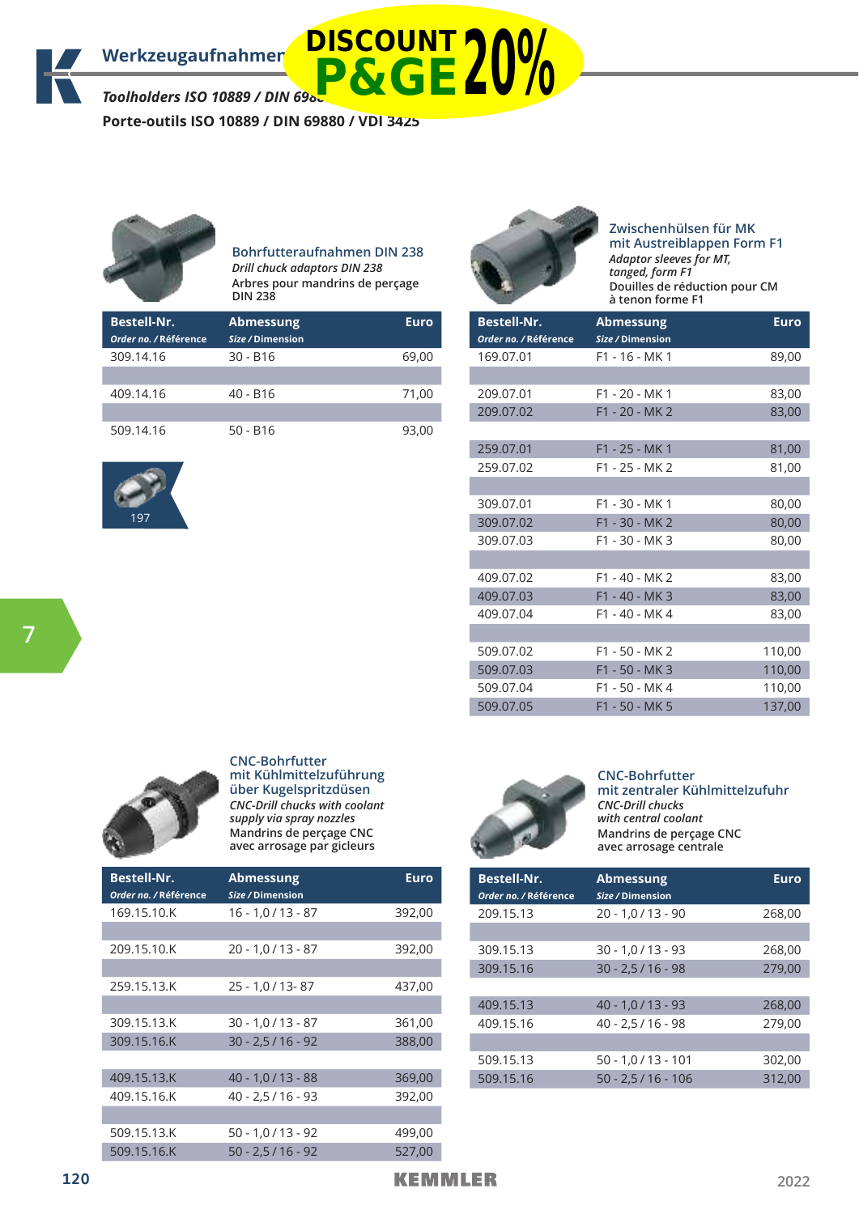# Werkzeugaufnahmen

DISCOUNT P&GE 20%

*Toolholders ISO 10889 / DIN 69880 / VDI 3425*

**Porte-outils ISO 10889 / DIN 69880 / VDI 3425**

## Bohrfutteraufnahmen DIN 238

*Drill chuck adaptors DIN 238*

Arbres pour mandrins de perçage DIN 238

| Bestell-Nr. *Order no. / Référence* | Abmessung *Size / Dimension* | Euro |
|---|---|---|
| 309.14.16 | 30 - B16 | 69,00 |
| 409.14.16 | 40 - B16 | 71,00 |
| 509.14.16 | 50 - B16 | 93,00 |

197

## Zwischenhülsen für MK mit Austreiblappen Form F1

*Adaptor sleeves for MT, tanged, form F1*

Douilles de réduction pour CM à tenon forme F1

| Bestell-Nr. *Order no. / Référence* | Abmessung *Size / Dimension* | Euro |
|---|---|---|
| 169.07.01 | F1 - 16 - MK 1 | 89,00 |
| 209.07.01 | F1 - 20 - MK 1 | 83,00 |
| 209.07.02 | F1 - 20 - MK 2 | 83,00 |
| 259.07.01 | F1 - 25 - MK 1 | 81,00 |
| 259.07.02 | F1 - 25 - MK 2 | 81,00 |
| 309.07.01 | F1 - 30 - MK 1 | 80,00 |
| 309.07.02 | F1 - 30 - MK 2 | 80,00 |
| 309.07.03 | F1 - 30 - MK 3 | 80,00 |
| 409.07.02 | F1 - 40 - MK 2 | 83,00 |
| 409.07.03 | F1 - 40 - MK 3 | 83,00 |
| 409.07.04 | F1 - 40 - MK 4 | 83,00 |
| 509.07.02 | F1 - 50 - MK 2 | 110,00 |
| 509.07.03 | F1 - 50 - MK 3 | 110,00 |
| 509.07.04 | F1 - 50 - MK 4 | 110,00 |
| 509.07.05 | F1 - 50 - MK 5 | 137,00 |

## CNC-Bohrfutter mit Kühlmittelzuführung über Kugelspritzdüsen

*CNC-Drill chucks with coolant supply via spray nozzles*

Mandrins de perçage CNC avec arrosage par gicleurs

| Bestell-Nr. *Order no. / Référence* | Abmessung *Size / Dimension* | Euro |
|---|---|---|
| 169.15.10.K | 16 - 1,0 / 13 - 87 | 392,00 |
| 209.15.10.K | 20 - 1,0 / 13 - 87 | 392,00 |
| 259.15.13.K | 25 - 1,0 / 13- 87 | 437,00 |
| 309.15.13.K | 30 - 1,0 / 13 - 87 | 361,00 |
| 309.15.16.K | 30 - 2,5 / 16 - 92 | 388,00 |
| 409.15.13.K | 40 - 1,0 / 13 - 88 | 369,00 |
| 409.15.16.K | 40 - 2,5 / 16 - 93 | 392,00 |
| 509.15.13.K | 50 - 1,0 / 13 - 92 | 499,00 |
| 509.15.16.K | 50 - 2,5 / 16 - 92 | 527,00 |

## CNC-Bohrfutter mit zentraler Kühlmittelzufuhr

*CNC-Drill chucks with central coolant*

Mandrins de perçage CNC avec arrosage centrale

| Bestell-Nr. *Order no. / Référence* | Abmessung *Size / Dimension* | Euro |
|---|---|---|
| 209.15.13 | 20 - 1,0 / 13 - 90 | 268,00 |
| 309.15.13 | 30 - 1,0 / 13 - 93 | 268,00 |
| 309.15.16 | 30 - 2,5 / 16 - 98 | 279,00 |
| 409.15.13 | 40 - 1,0 / 13 - 93 | 268,00 |
| 409.15.16 | 40 - 2,5 / 16 - 98 | 279,00 |
| 509.15.13 | 50 - 1,0 / 13 - 101 | 302,00 |
| 509.15.16 | 50 - 2,5 / 16 - 106 | 312,00 |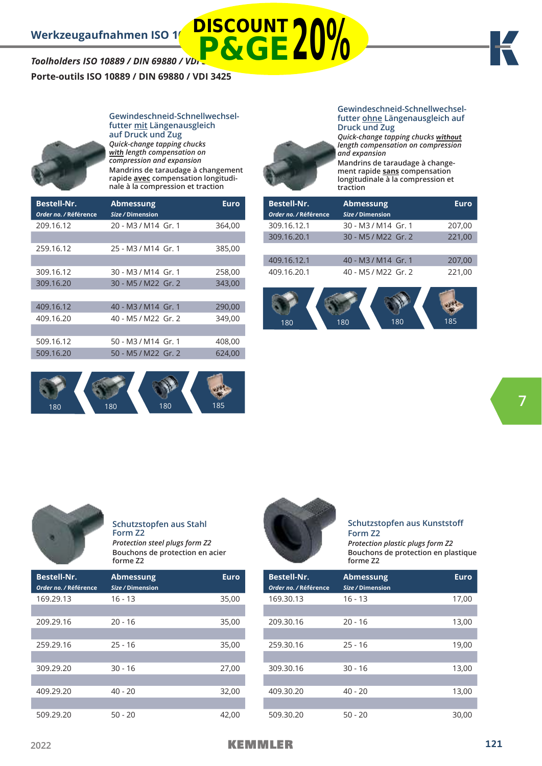# Werkzeugaufnahmen ISO 10889 / DIN 69880 / VDI 3425

DISCOUNT P&GE 20%

*Toolholders ISO 10889 / DIN 69880 / VDI 3425*

**Porte-outils ISO 10889 / DIN 69880 / VDI 3425**

## Gewindeschneid-Schnellwechselfutter mit Längenausgleich auf Druck und Zug

*Quick-change tapping chucks with length compensation on compression and expansion*

Mandrins de taraudage à changement rapide **avec** compensation longitudinale à la compression et traction

| Bestell-Nr. *Order no. / Référence* | Abmessung *Size / Dimension* | Euro |
|---|---|---|
| 209.16.12 | 20 - M3 / M14 Gr. 1 | 364,00 |
| 259.16.12 | 25 - M3 / M14 Gr. 1 | 385,00 |
| 309.16.12 | 30 - M3 / M14 Gr. 1 | 258,00 |
| 309.16.20 | 30 - M5 / M22 Gr. 2 | 343,00 |
| 409.16.12 | 40 - M3 / M14 Gr. 1 | 290,00 |
| 409.16.20 | 40 - M5 / M22 Gr. 2 | 349,00 |
| 509.16.12 | 50 - M3 / M14 Gr. 1 | 408,00 |
| 509.16.20 | 50 - M5 / M22 Gr. 2 | 624,00 |

180 | 180 | 180 | 185

## Gewindeschneid-Schnellwechselfutter ohne Längenausgleich auf Druck und Zug

*Quick-change tapping chucks without length compensation on compression and expansion*

Mandrins de taraudage à changement rapide **sans** compensation longitudinale à la compression et traction

| Bestell-Nr. *Order no. / Référence* | Abmessung *Size / Dimension* | Euro |
|---|---|---|
| 309.16.12.1 | 30 - M3 / M14 Gr. 1 | 207,00 |
| 309.16.20.1 | 30 - M5 / M22 Gr. 2 | 221,00 |
| 409.16.12.1 | 40 - M3 / M14 Gr. 1 | 207,00 |
| 409.16.20.1 | 40 - M5 / M22 Gr. 2 | 221,00 |

180 | 180 | 180 | 185

## Schutzstopfen aus Stahl Form Z2

*Protection steel plugs form Z2*

Bouchons de protection en acier forme Z2

| Bestell-Nr. *Order no. / Référence* | Abmessung *Size / Dimension* | Euro |
|---|---|---|
| 169.29.13 | 16 - 13 | 35,00 |
| 209.29.16 | 20 - 16 | 35,00 |
| 259.29.16 | 25 - 16 | 35,00 |
| 309.29.20 | 30 - 16 | 27,00 |
| 409.29.20 | 40 - 20 | 32,00 |
| 509.29.20 | 50 - 20 | 42,00 |

## Schutzstopfen aus Kunststoff Form Z2

*Protection plastic plugs form Z2*

Bouchons de protection en plastique forme Z2

| Bestell-Nr. *Order no. / Référence* | Abmessung *Size / Dimension* | Euro |
|---|---|---|
| 169.30.13 | 16 - 13 | 17,00 |
| 209.30.16 | 20 - 16 | 13,00 |
| 259.30.16 | 25 - 16 | 19,00 |
| 309.30.16 | 30 - 16 | 13,00 |
| 409.30.20 | 40 - 20 | 13,00 |
| 509.30.20 | 50 - 20 | 30,00 |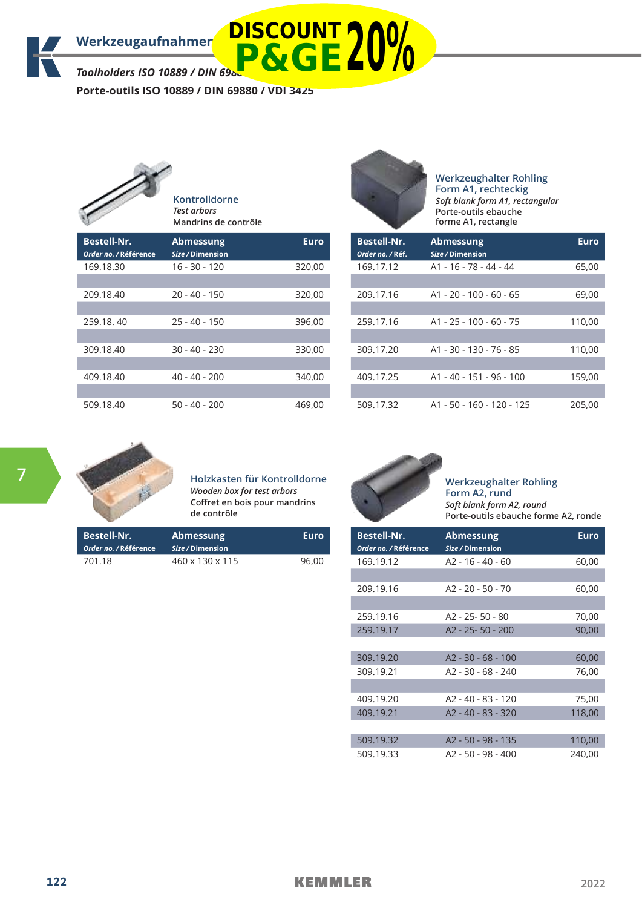# Werkzeugaufnahmen

DISCOUNT P&GE 20%

***Toolholders ISO 10889 / DIN 6988***

**Porte-outils ISO 10889 / DIN 69880 / VDI 3425**

## Kontrolldorne

*Test arbors*

Mandrins de contrôle

| Bestell-Nr. *Order no. / Référence* | Abmessung *Size / Dimension* | Euro |
|---|---|---|
| 169.18.30 | 16 - 30 - 120 | 320,00 |
| 209.18.40 | 20 - 40 - 150 | 320,00 |
| 259.18. 40 | 25 - 40 - 150 | 396,00 |
| 309.18.40 | 30 - 40 - 230 | 330,00 |
| 409.18.40 | 40 - 40 - 200 | 340,00 |
| 509.18.40 | 50 - 40 - 200 | 469,00 |

## Werkzeughalter Rohling Form A1, rechteckig

*Soft blank form A1, rectangular*

Porte-outils ebauche forme A1, rectangle

| Bestell-Nr. *Order no. / Réf.* | Abmessung *Size / Dimension* | Euro |
|---|---|---|
| 169.17.12 | A1 - 16 - 78 - 44 - 44 | 65,00 |
| 209.17.16 | A1 - 20 - 100 - 60 - 65 | 69,00 |
| 259.17.16 | A1 - 25 - 100 - 60 - 75 | 110,00 |
| 309.17.20 | A1 - 30 - 130 - 76 - 85 | 110,00 |
| 409.17.25 | A1 - 40 - 151 - 96 - 100 | 159,00 |
| 509.17.32 | A1 - 50 - 160 - 120 - 125 | 205,00 |

## Holzkasten für Kontrolldorne

*Wooden box for test arbors*

Coffret en bois pour mandrins de contrôle

| Bestell-Nr. *Order no. / Référence* | Abmessung *Size / Dimension* | Euro |
|---|---|---|
| 701.18 | 460 x 130 x 115 | 96,00 |

## Werkzeughalter Rohling Form A2, rund

*Soft blank form A2, round*

Porte-outils ebauche forme A2, ronde

| Bestell-Nr. *Order no. / Référence* | Abmessung *Size / Dimension* | Euro |
|---|---|---|
| 169.19.12 | A2 - 16 - 40 - 60 | 60,00 |
| 209.19.16 | A2 - 20 - 50 - 70 | 60,00 |
| 259.19.16 | A2 - 25- 50 - 80 | 70,00 |
| 259.19.17 | A2 - 25- 50 - 200 | 90,00 |
| 309.19.20 | A2 - 30 - 68 - 100 | 60,00 |
| 309.19.21 | A2 - 30 - 68 - 240 | 76,00 |
| 409.19.20 | A2 - 40 - 83 - 120 | 75,00 |
| 409.19.21 | A2 - 40 - 83 - 320 | 118,00 |
| 509.19.32 | A2 - 50 - 98 - 135 | 110,00 |
| 509.19.33 | A2 - 50 - 98 - 400 | 240,00 |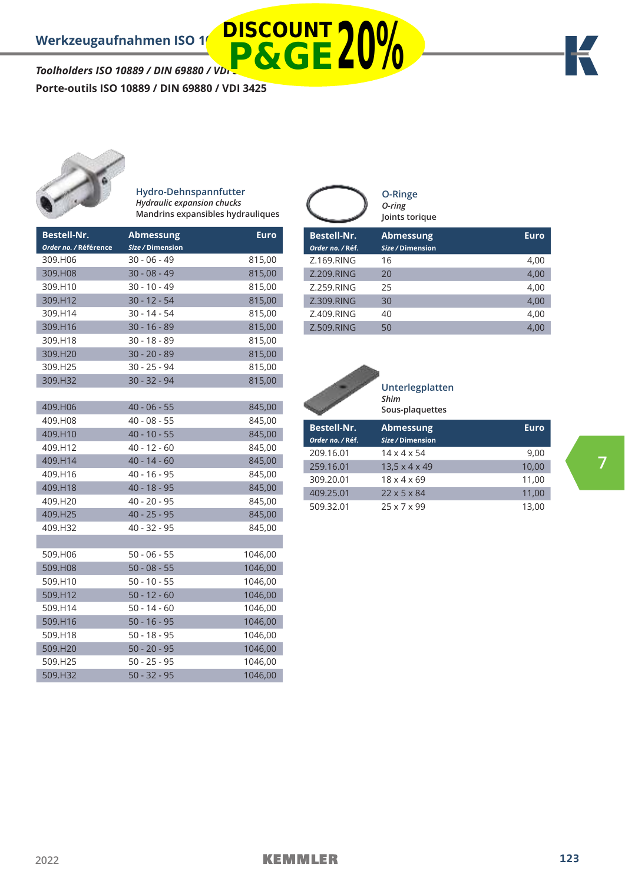# Werkzeugaufnahmen ISO 10889 / DIN 69880 / VDI 3425

DISCOUNT P&GE 20%

***Toolholders ISO 10889 / DIN 69880 / VDI 3425***

**Porte-outils ISO 10889 / DIN 69880 / VDI 3425**

## Hydro-Dehnspannfutter

*Hydraulic expansion chucks*

Mandrins expansibles hydrauliques

| Bestell-Nr. *Order no. / Référence* | Abmessung *Size / Dimension* | Euro |
|---|---|---|
| 309.H06 | 30 - 06 - 49 | 815,00 |
| 309.H08 | 30 - 08 - 49 | 815,00 |
| 309.H10 | 30 - 10 - 49 | 815,00 |
| 309.H12 | 30 - 12 - 54 | 815,00 |
| 309.H14 | 30 - 14 - 54 | 815,00 |
| 309.H16 | 30 - 16 - 89 | 815,00 |
| 309.H18 | 30 - 18 - 89 | 815,00 |
| 309.H20 | 30 - 20 - 89 | 815,00 |
| 309.H25 | 30 - 25 - 94 | 815,00 |
| 309.H32 | 30 - 32 - 94 | 815,00 |
| | | |
| 409.H06 | 40 - 06 - 55 | 845,00 |
| 409.H08 | 40 - 08 - 55 | 845,00 |
| 409.H10 | 40 - 10 - 55 | 845,00 |
| 409.H12 | 40 - 12 - 60 | 845,00 |
| 409.H14 | 40 - 14 - 60 | 845,00 |
| 409.H16 | 40 - 16 - 95 | 845,00 |
| 409.H18 | 40 - 18 - 95 | 845,00 |
| 409.H20 | 40 - 20 - 95 | 845,00 |
| 409.H25 | 40 - 25 - 95 | 845,00 |
| 409.H32 | 40 - 32 - 95 | 845,00 |
| | | |
| 509.H06 | 50 - 06 - 55 | 1046,00 |
| 509.H08 | 50 - 08 - 55 | 1046,00 |
| 509.H10 | 50 - 10 - 55 | 1046,00 |
| 509.H12 | 50 - 12 - 60 | 1046,00 |
| 509.H14 | 50 - 14 - 60 | 1046,00 |
| 509.H16 | 50 - 16 - 95 | 1046,00 |
| 509.H18 | 50 - 18 - 95 | 1046,00 |
| 509.H20 | 50 - 20 - 95 | 1046,00 |
| 509.H25 | 50 - 25 - 95 | 1046,00 |
| 509.H32 | 50 - 32 - 95 | 1046,00 |

## O-Ringe

*O-ring*

Joints torique

| Bestell-Nr. *Order no. / Réf.* | Abmessung *Size / Dimension* | Euro |
|---|---|---|
| Z.169.RING | 16 | 4,00 |
| Z.209.RING | 20 | 4,00 |
| Z.259.RING | 25 | 4,00 |
| Z.309.RING | 30 | 4,00 |
| Z.409.RING | 40 | 4,00 |
| Z.509.RING | 50 | 4,00 |

## Unterlegplatten

*Shim*

Sous-plaquettes

| Bestell-Nr. *Order no. / Réf.* | Abmessung *Size / Dimension* | Euro |
|---|---|---|
| 209.16.01 | 14 x 4 x 54 | 9,00 |
| 259.16.01 | 13,5 x 4 x 49 | 10,00 |
| 309.20.01 | 18 x 4 x 69 | 11,00 |
| 409.25.01 | 22 x 5 x 84 | 11,00 |
| 509.32.01 | 25 x 7 x 99 | 13,00 |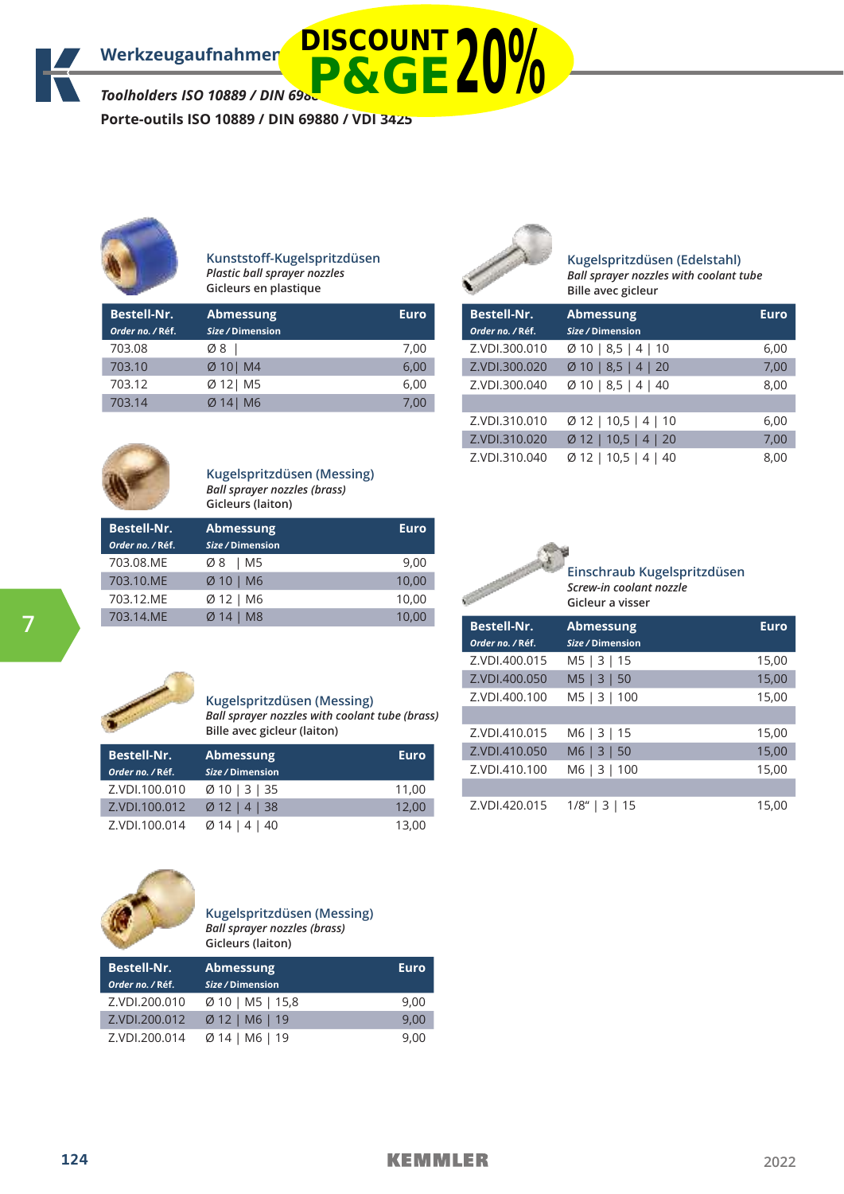# Werkzeugaufnahmen

*Toolholders ISO 10889 / DIN 69880*

**Porte-outils ISO 10889 / DIN 69880 / VDI 3425**

DISCOUNT P&GE 20%

## Kunststoff-Kugelspritzdüsen
*Plastic ball sprayer nozzles*
Gicleurs en plastique

| Bestell-Nr. *Order no. / Réf.* | Abmessung *Size / Dimension* | Euro |
|---|---|---|
| 703.08 | Ø 8 \| | 7,00 |
| 703.10 | Ø 10 \| M4 | 6,00 |
| 703.12 | Ø 12 \| M5 | 6,00 |
| 703.14 | Ø 14 \| M6 | 7,00 |

## Kugelspritzdüsen (Messing)
*Ball sprayer nozzles (brass)*
Gicleurs (laiton)

| Bestell-Nr. *Order no. / Réf.* | Abmessung *Size / Dimension* | Euro |
|---|---|---|
| 703.08.ME | Ø 8 \| M5 | 9,00 |
| 703.10.ME | Ø 10 \| M6 | 10,00 |
| 703.12.ME | Ø 12 \| M6 | 10,00 |
| 703.14.ME | Ø 14 \| M8 | 10,00 |

## Kugelspritzdüsen (Messing)
*Ball sprayer nozzles with coolant tube (brass)*
Bille avec gicleur (laiton)

| Bestell-Nr. *Order no. / Réf.* | Abmessung *Size / Dimension* | Euro |
|---|---|---|
| Z.VDI.100.010 | Ø 10 \| 3 \| 35 | 11,00 |
| Z.VDI.100.012 | Ø 12 \| 4 \| 38 | 12,00 |
| Z.VDI.100.014 | Ø 14 \| 4 \| 40 | 13,00 |

## Kugelspritzdüsen (Messing)
*Ball sprayer nozzles (brass)*
Gicleurs (laiton)

| Bestell-Nr. *Order no. / Réf.* | Abmessung *Size / Dimension* | Euro |
|---|---|---|
| Z.VDI.200.010 | Ø 10 \| M5 \| 15,8 | 9,00 |
| Z.VDI.200.012 | Ø 12 \| M6 \| 19 | 9,00 |
| Z.VDI.200.014 | Ø 14 \| M6 \| 19 | 9,00 |

## Kugelspritzdüsen (Edelstahl)
*Ball sprayer nozzles with coolant tube*
Bille avec gicleur

| Bestell-Nr. *Order no. / Réf.* | Abmessung *Size / Dimension* | Euro |
|---|---|---|
| Z.VDI.300.010 | Ø 10 \| 8,5 \| 4 \| 10 | 6,00 |
| Z.VDI.300.020 | Ø 10 \| 8,5 \| 4 \| 20 | 7,00 |
| Z.VDI.300.040 | Ø 10 \| 8,5 \| 4 \| 40 | 8,00 |
| | | |
| Z.VDI.310.010 | Ø 12 \| 10,5 \| 4 \| 10 | 6,00 |
| Z.VDI.310.020 | Ø 12 \| 10,5 \| 4 \| 20 | 7,00 |
| Z.VDI.310.040 | Ø 12 \| 10,5 \| 4 \| 40 | 8,00 |

## Einschraub Kugelspritzdüsen
*Screw-in coolant nozzle*
Gicleur a visser

| Bestell-Nr. *Order no. / Réf.* | Abmessung *Size / Dimension* | Euro |
|---|---|---|
| Z.VDI.400.015 | M5 \| 3 \| 15 | 15,00 |
| Z.VDI.400.050 | M5 \| 3 \| 50 | 15,00 |
| Z.VDI.400.100 | M5 \| 3 \| 100 | 15,00 |
| | | |
| Z.VDI.410.015 | M6 \| 3 \| 15 | 15,00 |
| Z.VDI.410.050 | M6 \| 3 \| 50 | 15,00 |
| Z.VDI.410.100 | M6 \| 3 \| 100 | 15,00 |
| | | |
| Z.VDI.420.015 | 1/8" \| 3 \| 15 | 15,00 |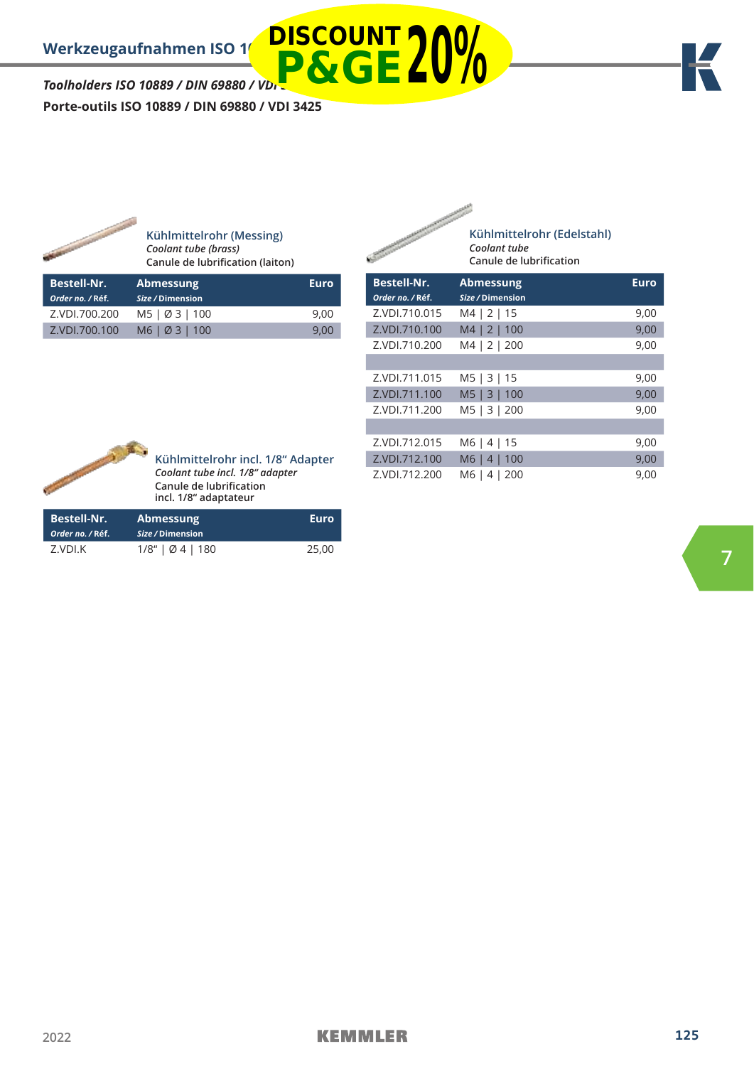## Werkzeugaufnahmen ISO 10889 / DIN 69880 / VDI 3425

DISCOUNT P&GE 20%

*Toolholders ISO 10889 / DIN 69880 / VDI 3425*

**Porte-outils ISO 10889 / DIN 69880 / VDI 3425**

### Kühlmittelrohr (Messing)
*Coolant tube (brass)*
Canule de lubrification (laiton)

| Bestell-Nr. *Order no. / Réf.* | Abmessung *Size / Dimension* | Euro |
|---|---|---|
| Z.VDI.700.200 | M5 \| Ø 3 \| 100 | 9,00 |
| Z.VDI.700.100 | M6 \| Ø 3 \| 100 | 9,00 |

### Kühlmittelrohr (Edelstahl)
*Coolant tube*
Canule de lubrification

| Bestell-Nr. *Order no. / Réf.* | Abmessung *Size / Dimension* | Euro |
|---|---|---|
| Z.VDI.710.015 | M4 \| 2 \| 15 | 9,00 |
| Z.VDI.710.100 | M4 \| 2 \| 100 | 9,00 |
| Z.VDI.710.200 | M4 \| 2 \| 200 | 9,00 |
| | | |
| Z.VDI.711.015 | M5 \| 3 \| 15 | 9,00 |
| Z.VDI.711.100 | M5 \| 3 \| 100 | 9,00 |
| Z.VDI.711.200 | M5 \| 3 \| 200 | 9,00 |
| | | |
| Z.VDI.712.015 | M6 \| 4 \| 15 | 9,00 |
| Z.VDI.712.100 | M6 \| 4 \| 100 | 9,00 |
| Z.VDI.712.200 | M6 \| 4 \| 200 | 9,00 |

### Kühlmittelrohr incl. 1/8“ Adapter
*Coolant tube incl. 1/8“ adapter*
Canule de lubrification incl. 1/8“ adaptateur

| Bestell-Nr. *Order no. / Réf.* | Abmessung *Size / Dimension* | Euro |
|---|---|---|
| Z.VDI.K | 1/8“ \| Ø 4 \| 180 | 25,00 |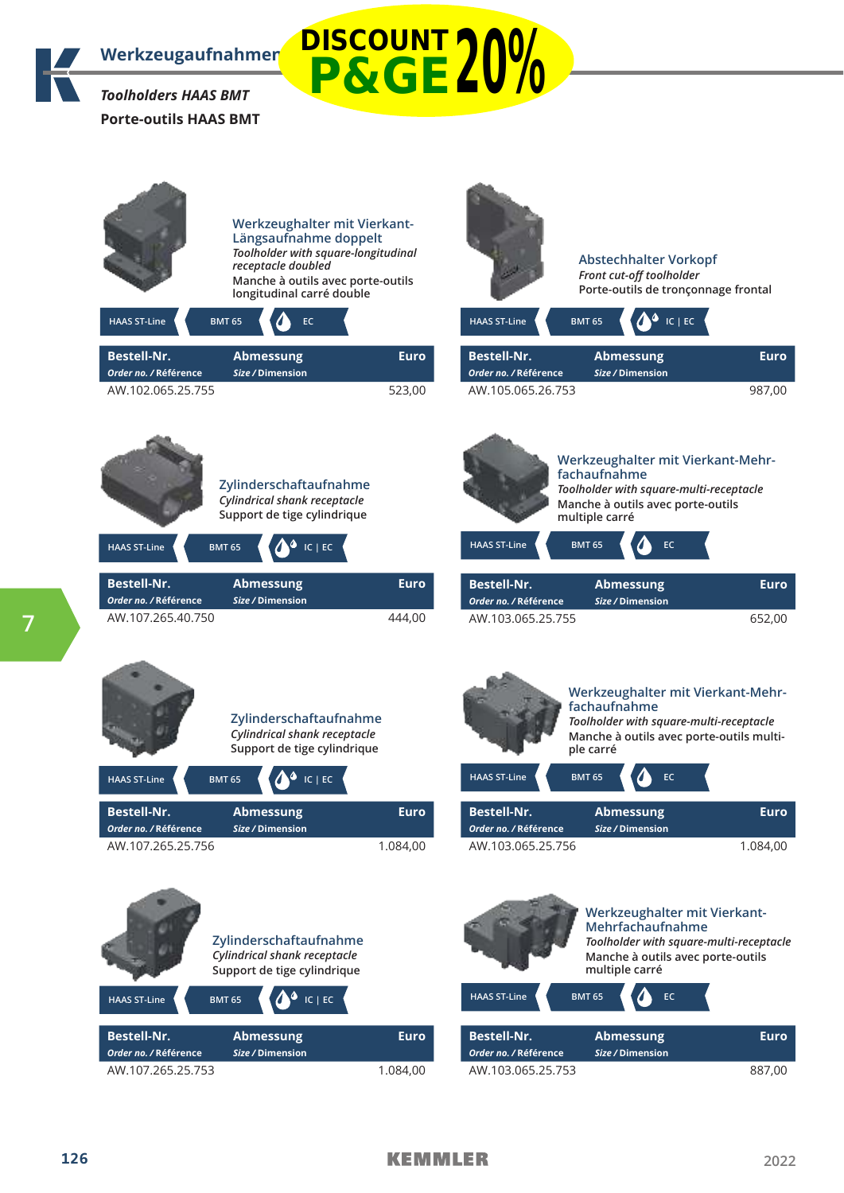# Werkzeugaufnahmen

**DISCOUNT P&GE 20%**

*Toolholders HAAS BMT*

**Porte-outils HAAS BMT**

## Werkzeughalter mit Vierkant-Längsaufnahme doppelt

*Toolholder with square-longitudinal receptacle doubled*

Manche à outils avec porte-outils longitudinal carré double

HAAS ST-Line | BMT 65 | EC

| Bestell-Nr. *Order no. / Référence* | Abmessung *Size / Dimension* | Euro |
|---|---|---|
| AW.102.065.25.755 | | 523,00 |

## Abstechhalter Vorkopf

*Front cut-off toolholder*

Porte-outils de tronçonnage frontal

HAAS ST-Line | BMT 65 | IC / EC

| Bestell-Nr. *Order no. / Référence* | Abmessung *Size / Dimension* | Euro |
|---|---|---|
| AW.105.065.26.753 | | 987,00 |

## Zylinderschaftaufnahme

*Cylindrical shank receptacle*

Support de tige cylindrique

HAAS ST-Line | BMT 65 | IC / EC

| Bestell-Nr. *Order no. / Référence* | Abmessung *Size / Dimension* | Euro |
|---|---|---|
| AW.107.265.40.750 | | 444,00 |

## Werkzeughalter mit Vierkant-Mehrfachaufnahme

*Toolholder with square-multi-receptacle*

Manche à outils avec porte-outils multiple carré

HAAS ST-Line | BMT 65 | EC

| Bestell-Nr. *Order no. / Référence* | Abmessung *Size / Dimension* | Euro |
|---|---|---|
| AW.103.065.25.755 | | 652,00 |

## Zylinderschaftaufnahme

*Cylindrical shank receptacle*

Support de tige cylindrique

HAAS ST-Line | BMT 65 | IC / EC

| Bestell-Nr. *Order no. / Référence* | Abmessung *Size / Dimension* | Euro |
|---|---|---|
| AW.107.265.25.756 | | 1.084,00 |

## Werkzeughalter mit Vierkant-Mehrfachaufnahme

*Toolholder with square-multi-receptacle*

Manche à outils avec porte-outils multiple carré

HAAS ST-Line | BMT 65 | EC

| Bestell-Nr. *Order no. / Référence* | Abmessung *Size / Dimension* | Euro |
|---|---|---|
| AW.103.065.25.756 | | 1.084,00 |

## Zylinderschaftaufnahme

*Cylindrical shank receptacle*

Support de tige cylindrique

HAAS ST-Line | BMT 65 | IC / EC

| Bestell-Nr. *Order no. / Référence* | Abmessung *Size / Dimension* | Euro |
|---|---|---|
| AW.107.265.25.753 | | 1.084,00 |

## Werkzeughalter mit Vierkant-Mehrfachaufnahme

*Toolholder with square-multi-receptacle*

Manche à outils avec porte-outils multiple carré

HAAS ST-Line | BMT 65 | EC

| Bestell-Nr. *Order no. / Référence* | Abmessung *Size / Dimension* | Euro |
|---|---|---|
| AW.103.065.25.753 | | 887,00 |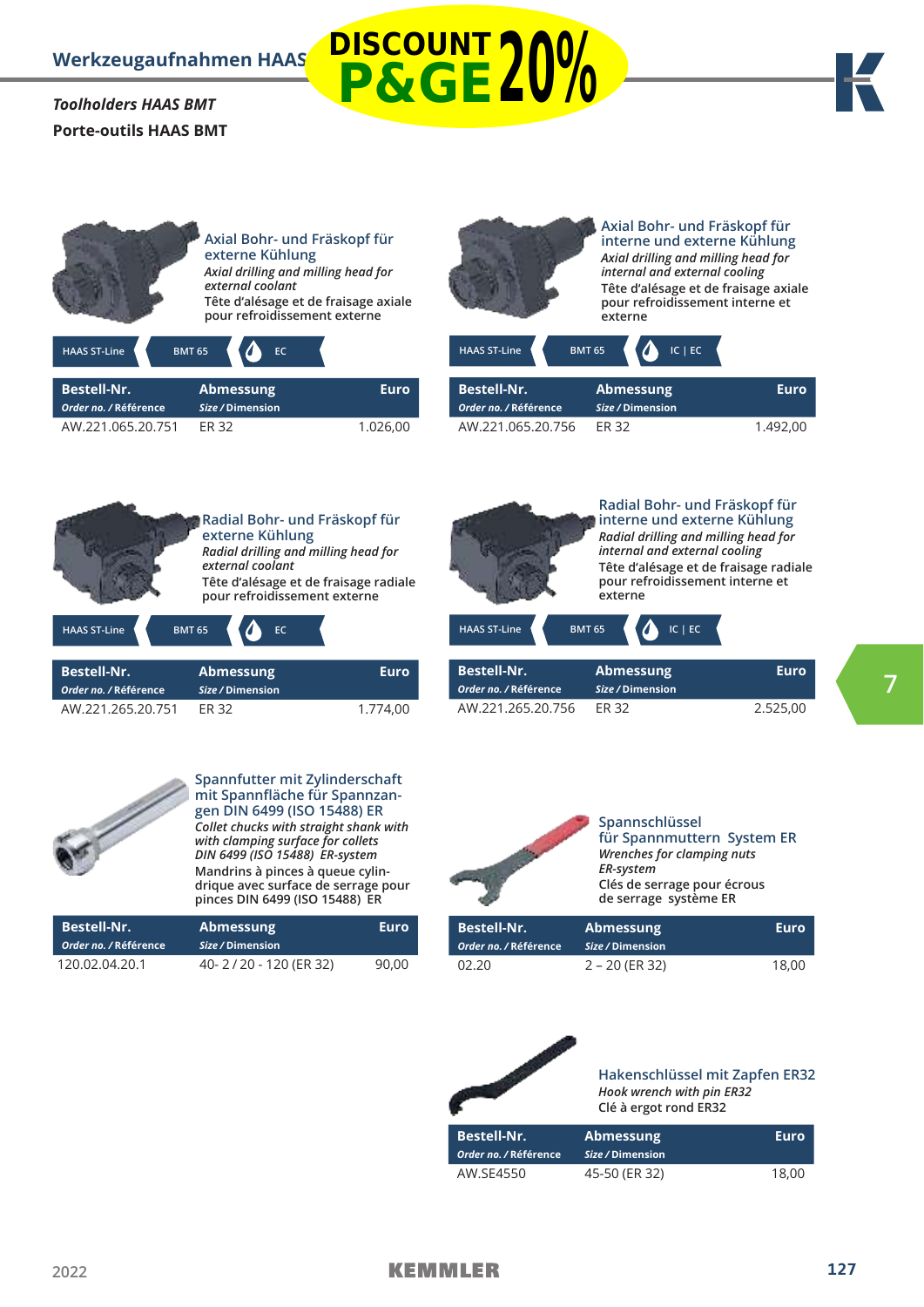## Werkzeugaufnahmen HAAS

DISCOUNT P&GE 20%

*Toolholders HAAS BMT*

**Porte-outils HAAS BMT**

### Axial Bohr- und Fräskopf für externe Kühlung

*Axial drilling and milling head for external coolant*

Tête d'alésage et de fraisage axiale pour refroidissement externe

HAAS ST-Line | BMT 65 | EC

| Bestell-Nr. *Order no. / Référence* | Abmessung *Size / Dimension* | Euro |
|---|---|---|
| AW.221.065.20.751 | ER 32 | 1.026,00 |

### Axial Bohr- und Fräskopf für interne und externe Kühlung

*Axial drilling and milling head for internal and external cooling*

Tête d'alésage et de fraisage axiale pour refroidissement interne et externe

HAAS ST-Line | BMT 65 | IC \| EC

| Bestell-Nr. *Order no. / Référence* | Abmessung *Size / Dimension* | Euro |
|---|---|---|
| AW.221.065.20.756 | ER 32 | 1.492,00 |

### Radial Bohr- und Fräskopf für externe Kühlung

*Radial drilling and milling head for external coolant*

Tête d'alésage et de fraisage radiale pour refroidissement externe

HAAS ST-Line | BMT 65 | EC

| Bestell-Nr. *Order no. / Référence* | Abmessung *Size / Dimension* | Euro |
|---|---|---|
| AW.221.265.20.751 | ER 32 | 1.774,00 |

### Radial Bohr- und Fräskopf für interne und externe Kühlung

*Radial drilling and milling head for internal and external cooling*

Tête d'alésage et de fraisage radiale pour refroidissement interne et externe

HAAS ST-Line | BMT 65 | IC \| EC

| Bestell-Nr. *Order no. / Référence* | Abmessung *Size / Dimension* | Euro |
|---|---|---|
| AW.221.265.20.756 | ER 32 | 2.525,00 |

### Spannfutter mit Zylinderschaft mit Spannfläche für Spannzangen DIN 6499 (ISO 15488) ER

*Collet chucks with straight shank with with clamping surface for collets DIN 6499 (ISO 15488) ER-system*

Mandrins à pinces à queue cylindrique avec surface de serrage pour pinces DIN 6499 (ISO 15488) ER

| Bestell-Nr. *Order no. / Référence* | Abmessung *Size / Dimension* | Euro |
|---|---|---|
| 120.02.04.20.1 | 40- 2 / 20 - 120 (ER 32) | 90,00 |

### Spannschlüssel für Spannmuttern System ER

*Wrenches for clamping nuts ER-system*

Clés de serrage pour écrous de serrage système ER

| Bestell-Nr. *Order no. / Référence* | Abmessung *Size / Dimension* | Euro |
|---|---|---|
| 02.20 | 2 – 20 (ER 32) | 18,00 |

### Hakenschlüssel mit Zapfen ER32

*Hook wrench with pin ER32*

Clé à ergot rond ER32

| Bestell-Nr. *Order no. / Référence* | Abmessung *Size / Dimension* | Euro |
|---|---|---|
| AW.SE4550 | 45-50 (ER 32) | 18,00 |